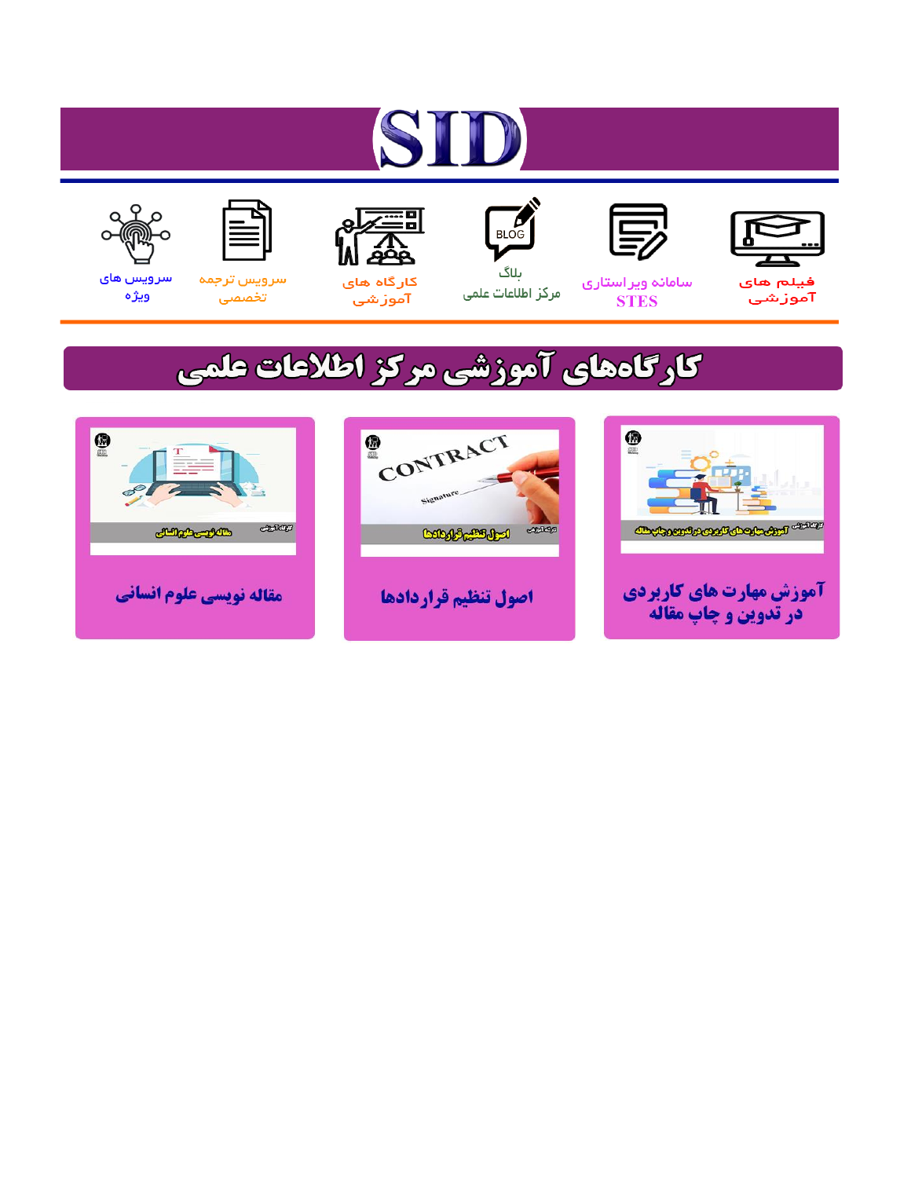# SID

فیلم های آموزشی

سامانه ویراستاری STES

بلاگ مرکز اطلاعات علمی

کارگاه های آموزشی

سرویس ترجمه تخصصی

سرویس های ویژه

## کارگاه‌های آموزشی مرکز اطلاعات علمی

آموزش مهارت های کاربردی در تدوین و چاپ مقاله

اصول تنظیم قراردادها

مقاله نویسی علوم انسانی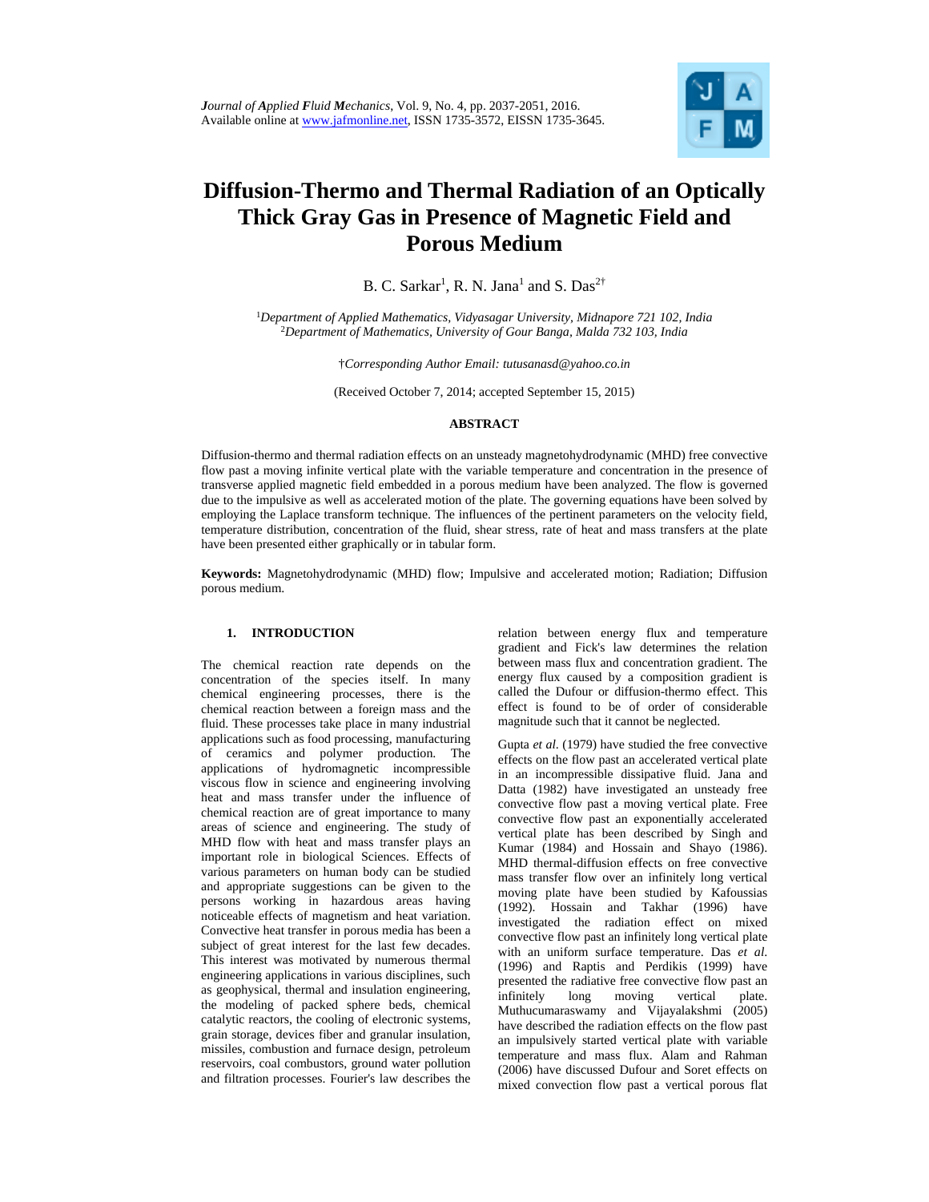# Diffusion-Thermo and Thermal Radiation of an Optically Thick Gray Gas in Presence of Magnetic Field and Porous Medium

B. C. Sarkar[1], R. N. Jana[1] and S. Das[2†]

[1]*Department of Applied Mathematics, Vidyasagar University, Midnapore 721 102, India*
[2]*Department of Mathematics, University of Gour Banga, Malda 732 103, India*

†*Corresponding Author Email: tutusanasd@yahoo.co.in*

(Received October 7, 2014; accepted September 15, 2015)

## ABSTRACT

Diffusion-thermo and thermal radiation effects on an unsteady magnetohydrodynamic (MHD) free convective flow past a moving infinite vertical plate with the variable temperature and concentration in the presence of transverse applied magnetic field embedded in a porous medium have been analyzed. The flow is governed due to the impulsive as well as accelerated motion of the plate. The governing equations have been solved by employing the Laplace transform technique. The influences of the pertinent parameters on the velocity field, temperature distribution, concentration of the fluid, shear stress, rate of heat and mass transfers at the plate have been presented either graphically or in tabular form.

**Keywords:** Magnetohydrodynamic (MHD) flow; Impulsive and accelerated motion; Radiation; Diffusion porous medium.

## 1. INTRODUCTION

The chemical reaction rate depends on the concentration of the species itself. In many chemical engineering processes, there is the chemical reaction between a foreign mass and the fluid. These processes take place in many industrial applications such as food processing, manufacturing of ceramics and polymer production. The applications of hydromagnetic incompressible viscous flow in science and engineering involving heat and mass transfer under the influence of chemical reaction are of great importance to many areas of science and engineering. The study of MHD flow with heat and mass transfer plays an important role in biological Sciences. Effects of various parameters on human body can be studied and appropriate suggestions can be given to the persons working in hazardous areas having noticeable effects of magnetism and heat variation. Convective heat transfer in porous media has been a subject of great interest for the last few decades. This interest was motivated by numerous thermal engineering applications in various disciplines, such as geophysical, thermal and insulation engineering, the modeling of packed sphere beds, chemical catalytic reactors, the cooling of electronic systems, grain storage, devices fiber and granular insulation, missiles, combustion and furnace design, petroleum reservoirs, coal combustors, ground water pollution and filtration processes. Fourier's law describes the relation between energy flux and temperature gradient and Fick's law determines the relation between mass flux and concentration gradient. The energy flux caused by a composition gradient is called the Dufour or diffusion-thermo effect. This effect is found to be of order of considerable magnitude such that it cannot be neglected.

Gupta *et al*. (1979) have studied the free convective effects on the flow past an accelerated vertical plate in an incompressible dissipative fluid. Jana and Datta (1982) have investigated an unsteady free convective flow past a moving vertical plate. Free convective flow past an exponentially accelerated vertical plate has been described by Singh and Kumar (1984) and Hossain and Shayo (1986). MHD thermal-diffusion effects on free convective mass transfer flow over an infinitely long vertical moving plate have been studied by Kafoussias (1992). Hossain and Takhar (1996) have investigated the radiation effect on mixed convective flow past an infinitely long vertical plate with an uniform surface temperature. Das *et al.* (1996) and Raptis and Perdikis (1999) have presented the radiative free convective flow past an infinitely long moving vertical plate. Muthucumaraswamy and Vijayalakshmi (2005) have described the radiation effects on the flow past an impulsively started vertical plate with variable temperature and mass flux. Alam and Rahman (2006) have discussed Dufour and Soret effects on mixed convection flow past a vertical porous flat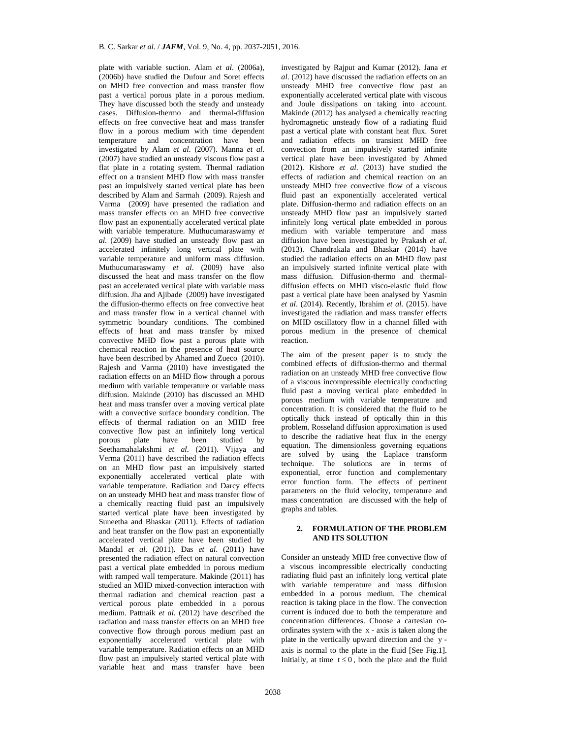plate with variable suction. Alam *et al*. (2006a), (2006b) have studied the Dufour and Soret effects on MHD free convection and mass transfer flow past a vertical porous plate in a porous medium. They have discussed both the steady and unsteady cases. Diffusion-thermo and thermal-diffusion effects on free convective heat and mass transfer flow in a porous medium with time dependent temperature and concentration have been investigated by Alam *et al.* (2007). Manna *et al.* (2007) have studied an unsteady viscous flow past a flat plate in a rotating system. Thermal radiation effect on a transient MHD flow with mass transfer past an impulsively started vertical plate has been described by Alam and Sarmah (2009). Rajesh and Varma (2009) have presented the radiation and mass transfer effects on an MHD free convective flow past an exponentially accelerated vertical plate with variable temperature. Muthucumaraswamy *et al.* (2009) have studied an unsteady flow past an accelerated infinitely long vertical plate with variable temperature and uniform mass diffusion. Muthucumaraswamy *et al*. (2009) have also discussed the heat and mass transfer on the flow past an accelerated vertical plate with variable mass diffusion. Jha and Ajibade (2009) have investigated the diffusion-thermo effects on free convective heat and mass transfer flow in a vertical channel with symmetric boundary conditions. The combined effects of heat and mass transfer by mixed convective MHD flow past a porous plate with chemical reaction in the presence of heat source have been described by Ahamed and Zueco (2010). Rajesh and Varma (2010) have investigated the radiation effects on an MHD flow through a porous medium with variable temperature or variable mass diffusion. Makinde (2010) has discussed an MHD heat and mass transfer over a moving vertical plate with a convective surface boundary condition. The effects of thermal radiation on an MHD free convective flow past an infinitely long vertical porous plate have been studied by Seethamahalakshmi *et al*. (2011). Vijaya and Verma (2011) have described the radiation effects on an MHD flow past an impulsively started exponentially accelerated vertical plate with variable temperature. Radiation and Darcy effects on an unsteady MHD heat and mass transfer flow of a chemically reacting fluid past an impulsively started vertical plate have been investigated by Suneetha and Bhaskar (2011). Effects of radiation and heat transfer on the flow past an exponentially accelerated vertical plate have been studied by Mandal *et al.* (2011). Das *et al*. (2011) have presented the radiation effect on natural convection past a vertical plate embedded in porous medium with ramped wall temperature. Makinde (2011) has studied an MHD mixed-convection interaction with thermal radiation and chemical reaction past a vertical porous plate embedded in a porous medium. Pattnaik *et al.* (2012) have described the radiation and mass transfer effects on an MHD free convective flow through porous medium past an exponentially accelerated vertical plate with variable temperature. Radiation effects on an MHD flow past an impulsively started vertical plate with variable heat and mass transfer have been investigated by Rajput and Kumar (2012). Jana *et al*. (2012) have discussed the radiation effects on an unsteady MHD free convective flow past an exponentially accelerated vertical plate with viscous and Joule dissipations on taking into account. Makinde (2012) has analysed a chemically reacting hydromagnetic unsteady flow of a radiating fluid past a vertical plate with constant heat flux. Soret and radiation effects on transient MHD free convection from an impulsively started infinite vertical plate have been investigated by Ahmed (2012). Kishore *et al*. (2013) have studied the effects of radiation and chemical reaction on an unsteady MHD free convective flow of a viscous fluid past an exponentially accelerated vertical plate. Diffusion-thermo and radiation effects on an unsteady MHD flow past an impulsively started infinitely long vertical plate embedded in porous medium with variable temperature and mass diffusion have been investigated by Prakash *et al*. (2013). Chandrakala and Bhaskar (2014) have studied the radiation effects on an MHD flow past an impulsively started infinite vertical plate with mass diffusion. Diffusion-thermo and thermal-diffusion effects on MHD visco-elastic fluid flow past a vertical plate have been analysed by Yasmin *et al*. (2014). Recently, Ibrahim *et al.* (2015). have investigated the radiation and mass transfer effects on MHD oscillatory flow in a channel filled with porous medium in the presence of chemical reaction.

The aim of the present paper is to study the combined effects of diffusion-thermo and thermal radiation on an unsteady MHD free convective flow of a viscous incompressible electrically conducting fluid past a moving vertical plate embedded in porous medium with variable temperature and concentration. It is considered that the fluid to be optically thick instead of optically thin in this problem. Rosseland diffusion approximation is used to describe the radiative heat flux in the energy equation. The dimensionless governing equations are solved by using the Laplace transform technique. The solutions are in terms of exponential, error function and complementary error function form. The effects of pertinent parameters on the fluid velocity, temperature and mass concentration are discussed with the help of graphs and tables.

## 2. FORMULATION OF THE PROBLEM AND ITS SOLUTION

Consider an unsteady MHD free convective flow of a viscous incompressible electrically conducting radiating fluid past an infinitely long vertical plate with variable temperature and mass diffusion embedded in a porous medium. The chemical reaction is taking place in the flow. The convection current is induced due to both the temperature and concentration differences. Choose a cartesian co-ordinates system with the $x$ - axis is taken along the plate in the vertically upward direction and the $y$ - axis is normal to the plate in the fluid [See Fig.1]. Initially, at time $t \le 0$, both the plate and the fluid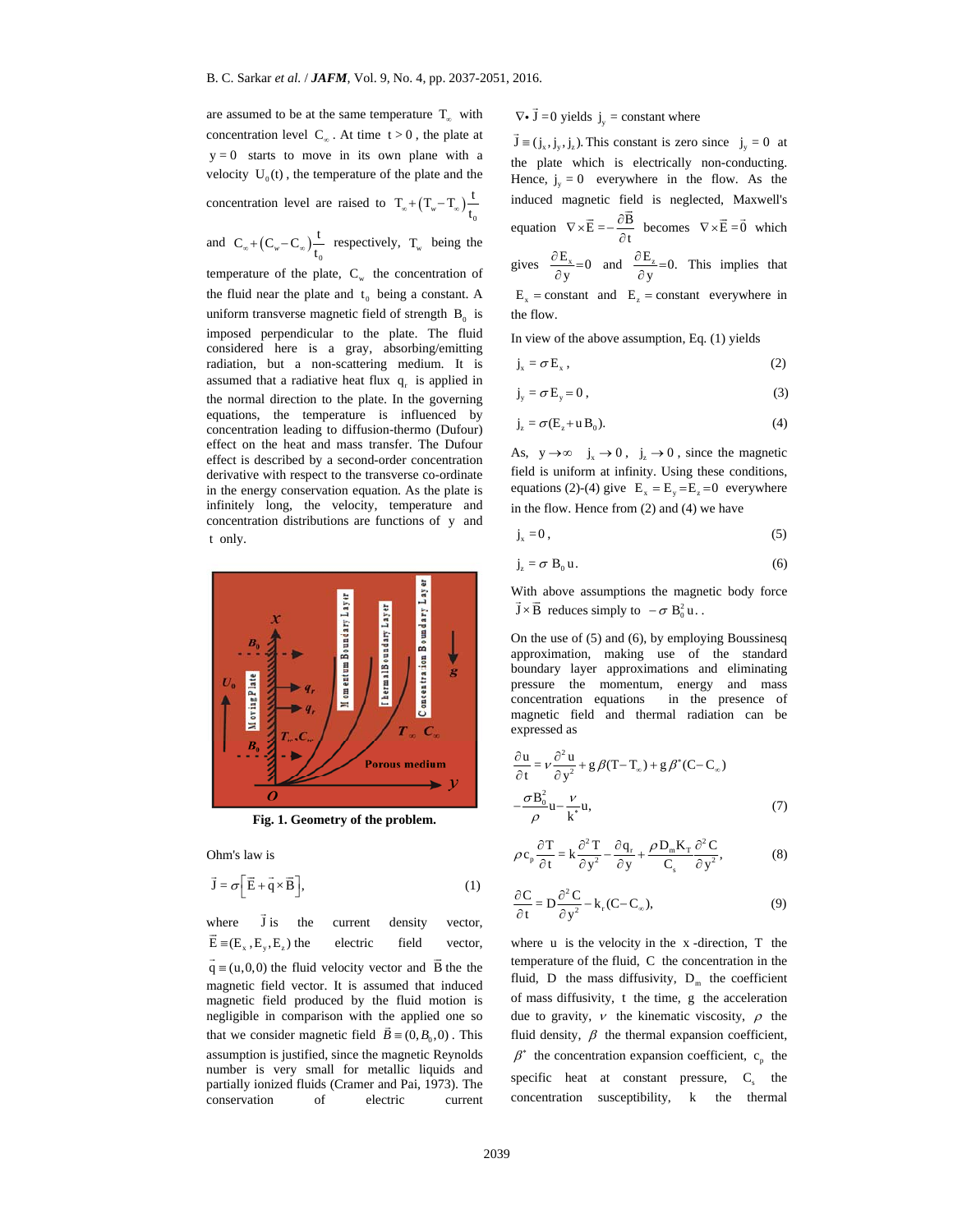are assumed to be at the same temperature $T_\infty$ with concentration level $C_\infty$. At time $t > 0$, the plate at $y = 0$ starts to move in its own plane with a velocity $U_0(t)$, the temperature of the plate and the concentration level are raised to $T_\infty + (T_w - T_\infty)\frac{t}{t_0}$ and $C_\infty + (C_w - C_\infty)\frac{t}{t_0}$ respectively, $T_w$ being the temperature of the plate, $C_w$ the concentration of the fluid near the plate and $t_0$ being a constant. A uniform transverse magnetic field of strength $B_0$ is imposed perpendicular to the plate. The fluid considered here is a gray, absorbing/emitting radiation, but a non-scattering medium. It is assumed that a radiative heat flux $q_r$ is applied in the normal direction to the plate. In the governing equations, the temperature is influenced by concentration leading to diffusion-thermo (Dufour) effect on the heat and mass transfer. The Dufour effect is described by a second-order concentration derivative with respect to the transverse co-ordinate in the energy conservation equation. As the plate is infinitely long, the velocity, temperature and concentration distributions are functions of $y$ and $t$ only.

**Fig. 1. Geometry of the problem.**

Ohm's law is

$$\vec{J} = \sigma\left[\vec{E} + \vec{q} \times \vec{B}\right], \tag{1}$$

where $\vec{J}$ is the current density vector, $\vec{E} \equiv (E_x, E_y, E_z)$ the electric field vector, $\vec{q} \equiv (u,0,0)$ the fluid velocity vector and $\vec{B}$ the the magnetic field vector. It is assumed that induced magnetic field produced by the fluid motion is negligible in comparison with the applied one so that we consider magnetic field $\vec{B} \equiv (0, B_0, 0)$. This assumption is justified, since the magnetic Reynolds number is very small for metallic liquids and partially ionized fluids (Cramer and Pai, 1973). The conservation of electric current $\nabla \bullet \vec{J} = 0$ yields $j_y$ = constant where $\vec{J} \equiv (j_x, j_y, j_z)$. This constant is zero since $j_y = 0$ at the plate which is electrically non-conducting. Hence, $j_y = 0$ everywhere in the flow. As the induced magnetic field is neglected, Maxwell's equation $\nabla \times \vec{E} = -\frac{\partial \vec{B}}{\partial t}$ becomes $\nabla \times \vec{E} = \vec{0}$ which gives $\frac{\partial E_x}{\partial y} = 0$ and $\frac{\partial E_z}{\partial y} = 0$. This implies that $E_x$ = constant and $E_z$ = constant everywhere in the flow.

In view of the above assumption, Eq. (1) yields

$$j_x = \sigma E_x, \tag{2}$$

$$j_y = \sigma E_y = 0, \tag{3}$$

$$j_z = \sigma(E_z + u B_0). \tag{4}$$

As, $y \to \infty$ $j_x \to 0$, $j_z \to 0$, since the magnetic field is uniform at infinity. Using these conditions, equations (2)-(4) give $E_x = E_y = E_z = 0$ everywhere in the flow. Hence from (2) and (4) we have

$$j_x = 0, \tag{5}$$

$$j_z = \sigma B_0 u. \tag{6}$$

With above assumptions the magnetic body force $\vec{J} \times \vec{B}$ reduces simply to $-\sigma B_0^2 u$. .

On the use of (5) and (6), by employing Boussinesq approximation, making use of the standard boundary layer approximations and eliminating pressure the momentum, energy and mass concentration equations in the presence of magnetic field and thermal radiation can be expressed as

$$\frac{\partial u}{\partial t} = \nu \frac{\partial^2 u}{\partial y^2} + g\beta(T - T_\infty) + g\beta^*(C - C_\infty) - \frac{\sigma B_0^2}{\rho} u - \frac{\nu}{k^*} u, \tag{7}$$

$$\rho c_p \frac{\partial T}{\partial t} = k \frac{\partial^2 T}{\partial y^2} - \frac{\partial q_r}{\partial y} + \frac{\rho D_m K_T}{C_s} \frac{\partial^2 C}{\partial y^2}, \tag{8}$$

$$\frac{\partial C}{\partial t} = D \frac{\partial^2 C}{\partial y^2} - k_r (C - C_\infty), \tag{9}$$

where $u$ is the velocity in the $x$-direction, $T$ the temperature of the fluid, $C$ the concentration in the fluid, $D$ the mass diffusivity, $D_m$ the coefficient of mass diffusivity, $t$ the time, $g$ the acceleration due to gravity, $\nu$ the kinematic viscosity, $\rho$ the fluid density, $\beta$ the thermal expansion coefficient, $\beta^*$ the concentration expansion coefficient, $c_p$ the specific heat at constant pressure, $C_s$ the concentration susceptibility, $k$ the thermal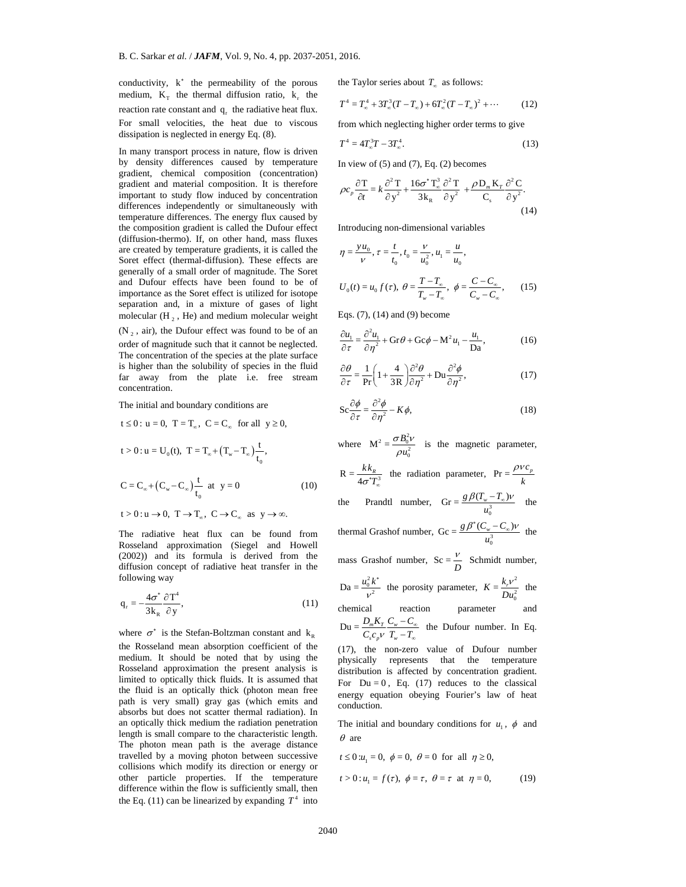conductivity, $k^*$ the permeability of the porous medium, $K_T$ the thermal diffusion ratio, $k_r$ the reaction rate constant and $q_r$ the radiative heat flux. For small velocities, the heat due to viscous dissipation is neglected in energy Eq. (8).

In many transport process in nature, flow is driven by density differences caused by temperature gradient, chemical composition (concentration) gradient and material composition. It is therefore important to study flow induced by concentration differences independently or simultaneously with temperature differences. The energy flux caused by the composition gradient is called the Dufour effect (diffusion-thermo). If, on other hand, mass fluxes are created by temperature gradients, it is called the Soret effect (thermal-diffusion). These effects are generally of a small order of magnitude. The Soret and Dufour effects have been found to be of importance as the Soret effect is utilized for isotope separation and, in a mixture of gases of light molecular ($H_2$, He) and medium molecular weight ($N_2$, air), the Dufour effect was found to be of an order of magnitude such that it cannot be neglected. The concentration of the species at the plate surface is higher than the solubility of species in the fluid far away from the plate i.e. free stream concentration.

The initial and boundary conditions are

$$t \le 0: \mathrm{u} = 0,\ \mathrm{T} = \mathrm{T}_\infty,\ \mathrm{C} = \mathrm{C}_\infty \ \text{ for all } \ \mathrm{y} \ge 0,$$

$$t > 0: \mathrm{u} = \mathrm{U}_0(\mathrm{t}),\ \mathrm{T} = \mathrm{T}_\infty + \left(\mathrm{T}_w - \mathrm{T}_\infty\right)\frac{\mathrm{t}}{\mathrm{t}_0},$$

$$\mathrm{C} = \mathrm{C}_\infty + \left(\mathrm{C}_w - \mathrm{C}_\infty\right)\frac{\mathrm{t}}{\mathrm{t}_0} \ \text{ at } \ \mathrm{y} = 0 \tag{10}$$

$$t > 0: \mathrm{u} \to 0,\ \mathrm{T} \to \mathrm{T}_\infty,\ \mathrm{C} \to \mathrm{C}_\infty \ \text{ as } \ \mathrm{y} \to \infty.$$

The radiative heat flux can be found from Rosseland approximation (Siegel and Howell (2002)) and its formula is derived from the diffusion concept of radiative heat transfer in the following way

$$\mathrm{q}_r = -\frac{4\sigma^*}{3\mathrm{k}_R}\frac{\partial \mathrm{T}^4}{\partial \mathrm{y}}, \tag{11}$$

where $\sigma^*$ is the Stefan-Boltzman constant and $\mathrm{k}_R$ the Rosseland mean absorption coefficient of the medium. It should be noted that by using the Rosseland approximation the present analysis is limited to optically thick fluids. It is assumed that the fluid is an optically thick (photon mean free path is very small) gray gas (which emits and absorbs but does not scatter thermal radiation). In an optically thick medium the radiation penetration length is small compare to the characteristic length. The photon mean path is the average distance travelled by a moving photon between successive collisions which modify its direction or energy or other particle properties. If the temperature difference within the flow is sufficiently small, then the Eq. (11) can be linearized by expanding $T^4$ into the Taylor series about $T_\infty$ as follows:

$$T^4 = T_\infty^4 + 3T_\infty^3(T - T_\infty) + 6T_\infty^2(T - T_\infty)^2 + \cdots \tag{12}$$

from which neglecting higher order terms to give

$$T^4 = 4T_\infty^3 T - 3T_\infty^4. \tag{13}$$

In view of (5) and (7), Eq. (2) becomes

$$\rho c_p \frac{\partial \mathrm{T}}{\partial t} = k\frac{\partial^2 \mathrm{T}}{\partial \mathrm{y}^2} + \frac{16\sigma^* \mathrm{T}_\infty^3}{3\mathrm{k}_R}\frac{\partial^2 \mathrm{T}}{\partial \mathrm{y}^2} + \frac{\rho \mathrm{D}_m \mathrm{K}_T}{\mathrm{C}_s}\frac{\partial^2 \mathrm{C}}{\partial \mathrm{y}^2}. \tag{14}$$

Introducing non-dimensional variables

$$\eta = \frac{y u_0}{\nu},\ \tau = \frac{t}{t_0},\ t_0 = \frac{\nu}{u_0^2},\ u_1 = \frac{u}{u_0},$$

$$U_0(t) = u_0 f(\tau),\ \theta = \frac{T - T_\infty}{T_w - T_\infty},\ \phi = \frac{C - C_\infty}{C_w - C_\infty}, \tag{15}$$

Eqs. (7), (14) and (9) become

$$\frac{\partial u_1}{\partial \tau} = \frac{\partial^2 u_1}{\partial \eta^2} + \mathrm{Gr}\theta + \mathrm{Gc}\phi - \mathrm{M}^2 u_1 - \frac{u_1}{\mathrm{Da}}, \tag{16}$$

$$\frac{\partial \theta}{\partial \tau} = \frac{1}{\mathrm{Pr}}\left(1 + \frac{4}{3\mathrm{R}}\right)\frac{\partial^2 \theta}{\partial \eta^2} + \mathrm{Du}\frac{\partial^2 \phi}{\partial \eta^2}, \tag{17}$$

$$\mathrm{Sc}\frac{\partial \phi}{\partial \tau} = \frac{\partial^2 \phi}{\partial \eta^2} - K\phi, \tag{18}$$

where $\mathrm{M}^2 = \dfrac{\sigma B_0^2 \nu}{\rho u_0^2}$ is the magnetic parameter, $\mathrm{R} = \dfrac{k k_R}{4\sigma^* T_\infty^3}$ the radiation parameter, $\mathrm{Pr} = \dfrac{\rho \nu c_p}{k}$ the Prandtl number, $\mathrm{Gr} = \dfrac{g\beta(T_w - T_\infty)\nu}{u_0^3}$ the thermal Grashof number, $\mathrm{Gc} = \dfrac{g\beta^*(C_w - C_\infty)\nu}{u_0^3}$ the mass Grashof number, $\mathrm{Sc} = \dfrac{\nu}{D}$ Schmidt number, $\mathrm{Da} = \dfrac{u_0^2 k^*}{\nu^2}$ the porosity parameter, $K = \dfrac{k_r \nu^2}{D u_0^2}$ the chemical reaction parameter and $\mathrm{Du} = \dfrac{D_m K_T}{C_s c_p \nu}\dfrac{C_w - C_\infty}{T_w - T_\infty}$ the Dufour number. In Eq. (17), the non-zero value of Dufour number physically represents that the temperature distribution is affected by concentration gradient. For $\mathrm{Du} = 0$, Eq. (17) reduces to the classical energy equation obeying Fourier's law of heat conduction.

The initial and boundary conditions for $u_1$, $\phi$ and $\theta$ are

$$t \le 0: u_1 = 0,\ \phi = 0,\ \theta = 0 \ \text{ for all } \ \eta \ge 0,$$

$$t > 0: u_1 = f(\tau),\ \phi = \tau,\ \theta = \tau \ \text{ at } \ \eta = 0, \tag{19}$$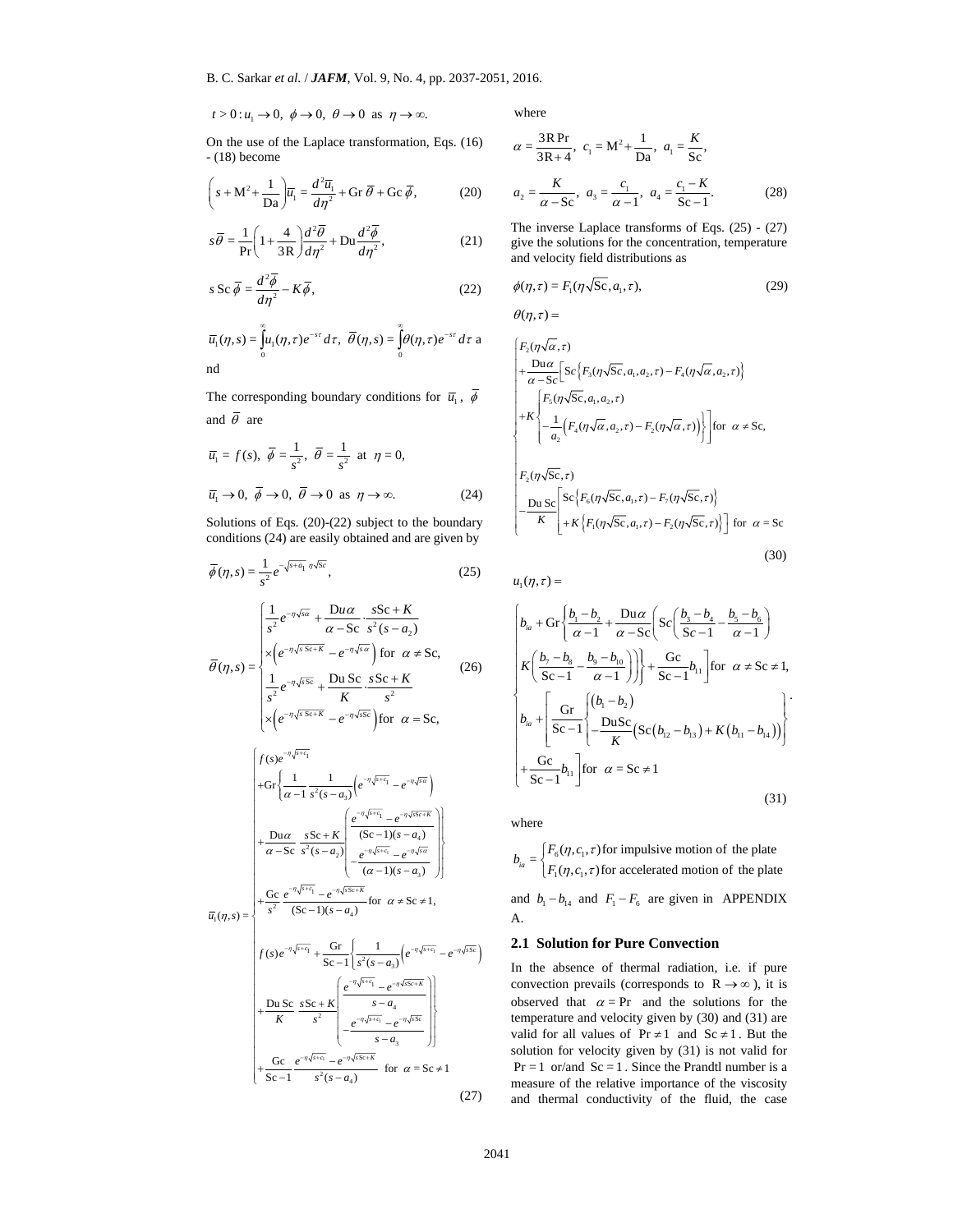$$t > 0 : u_1 \to 0,\ \phi \to 0,\ \theta \to 0 \ \text{ as } \ \eta \to \infty.$$

On the use of the Laplace transformation, Eqs. (16) - (18) become

$$\left(s + \mathrm{M}^2 + \frac{1}{\mathrm{Da}}\right)\bar{u}_1 = \frac{d^2\bar{u}_1}{d\eta^2} + \mathrm{Gr}\,\bar{\theta} + \mathrm{Gc}\,\bar{\phi}, \tag{20}$$

$$s\bar{\theta} = \frac{1}{\mathrm{Pr}}\left(1 + \frac{4}{3\mathrm{R}}\right)\frac{d^2\bar{\theta}}{d\eta^2} + \mathrm{Du}\frac{d^2\bar{\phi}}{d\eta^2}, \tag{21}$$

$$s\,\mathrm{Sc}\,\bar{\phi} = \frac{d^2\bar{\phi}}{d\eta^2} - K\bar{\phi}, \tag{22}$$

$$\bar{u}_1(\eta, s) = \int_0^\infty u_1(\eta,\tau)e^{-s\tau}\,d\tau,\ \ \bar{\theta}(\eta, s) = \int_0^\infty \theta(\eta,\tau)e^{-s\tau}\,d\tau$$ and

The corresponding boundary conditions for $\bar{u}_1$, $\bar{\phi}$ and $\bar{\theta}$ are

$$\bar{u}_1 = f(s),\ \bar{\phi} = \frac{1}{s^2},\ \bar{\theta} = \frac{1}{s^2} \ \text{ at } \ \eta = 0,$$

$$\bar{u}_1 \to 0,\ \bar{\phi} \to 0,\ \bar{\theta} \to 0 \ \text{ as } \ \eta \to \infty. \tag{24}$$

Solutions of Eqs. (20)-(22) subject to the boundary conditions (24) are easily obtained and are given by

$$\bar{\phi}(\eta, s) = \frac{1}{s^2}e^{-\sqrt{s+a_1}\,\eta\sqrt{\mathrm{Sc}}}, \tag{25}$$

$$\bar{\theta}(\eta, s) = \begin{cases} \dfrac{1}{s^2}e^{-\eta\sqrt{s\alpha}} + \dfrac{\mathrm{Du}\alpha}{\alpha - \mathrm{Sc}}\cdot\dfrac{s\mathrm{Sc} + K}{s^2(s - a_2)} \\ \times\left(e^{-\eta\sqrt{s\,\mathrm{Sc}+K}} - e^{-\eta\sqrt{s\alpha}}\right) \text{ for } \ \alpha \neq \mathrm{Sc}, \\ \dfrac{1}{s^2}e^{-\eta\sqrt{s\mathrm{Sc}}} + \dfrac{\mathrm{Du\,Sc}}{K}\cdot\dfrac{s\mathrm{Sc} + K}{s^2} \\ \times\left(e^{-\eta\sqrt{s\,\mathrm{Sc}+K}} - e^{-\eta\sqrt{s\mathrm{Sc}}}\right) \text{ for } \ \alpha = \mathrm{Sc}, \end{cases} \tag{26}$$

$$\bar{u}_1(\eta, s) = \begin{cases} f(s)e^{-\eta\sqrt{s+c_1}} \\ +\mathrm{Gr}\left\{\dfrac{1}{\alpha - 1}\dfrac{1}{s^2(s - a_3)}\left(e^{-\eta\sqrt{s+c_1}} - e^{-\eta\sqrt{s\alpha}}\right)\right. \\ \left. +\dfrac{\mathrm{Du}\alpha}{\alpha - \mathrm{Sc}}\dfrac{s\mathrm{Sc} + K}{s^2(s - a_2)}\left(\begin{array}{c}\dfrac{e^{-\eta\sqrt{s+c_1}} - e^{-\eta\sqrt{s\mathrm{Sc}+K}}}{(\mathrm{Sc} - 1)(s - a_4)} \\ -\dfrac{e^{-\eta\sqrt{s+c_1}} - e^{-\eta\sqrt{s\alpha}}}{(\alpha - 1)(s - a_3)}\end{array}\right)\right\} \\ +\dfrac{\mathrm{Gc}}{s^2}\dfrac{e^{-\eta\sqrt{s+c_1}} - e^{-\eta\sqrt{s\mathrm{Sc}+K}}}{(\mathrm{Sc} - 1)(s - a_4)} \text{ for } \ \alpha \neq \mathrm{Sc} \neq 1, \\ f(s)e^{-\eta\sqrt{s+c_1}} + \dfrac{\mathrm{Gr}}{\mathrm{Sc} - 1}\left\{\dfrac{1}{s^2(s - a_3)}\left(e^{-\eta\sqrt{s+c_1}} - e^{-\eta\sqrt{s\mathrm{Sc}}}\right)\right. \\ \left. +\dfrac{\mathrm{Du\,Sc}}{K}\dfrac{s\mathrm{Sc} + K}{s^2}\left(\begin{array}{c}\dfrac{e^{-\eta\sqrt{s+c_1}} - e^{-\eta\sqrt{s\mathrm{Sc}+K}}}{s - a_4} \\ -\dfrac{e^{-\eta\sqrt{s+c_1}} - e^{-\eta\sqrt{s\mathrm{Sc}}}}{s - a_3}\end{array}\right)\right\} \\ +\dfrac{\mathrm{Gc}}{\mathrm{Sc} - 1}\dfrac{e^{-\eta\sqrt{s+c_1}} - e^{-\eta\sqrt{s\mathrm{Sc}+K}}}{s^2(s - a_4)} \ \text{ for } \ \alpha = \mathrm{Sc} \neq 1 \end{cases} \tag{27}$$

where

$$\alpha = \frac{3\mathrm{R\,Pr}}{3\mathrm{R} + 4},\ c_1 = \mathrm{M}^2 + \frac{1}{\mathrm{Da}},\ a_1 = \frac{K}{\mathrm{Sc}},$$

$$a_2 = \frac{K}{\alpha - \mathrm{Sc}},\ a_3 = \frac{c_1}{\alpha - 1},\ a_4 = \frac{c_1 - K}{\mathrm{Sc} - 1}. \tag{28}$$

The inverse Laplace transforms of Eqs. (25) - (27) give the solutions for the concentration, temperature and velocity field distributions as

$$\phi(\eta,\tau) = F_1(\eta\sqrt{\mathrm{Sc}}, a_1, \tau), \tag{29}$$

$$\theta(\eta,\tau) = \begin{cases} F_2(\eta\sqrt{\alpha}, \tau) \\ +\dfrac{\mathrm{Du}\alpha}{\alpha - \mathrm{Sc}}\left[\mathrm{Sc}\left\{F_3(\eta\sqrt{\mathrm{Sc}}, a_1, a_2, \tau) - F_4(\eta\sqrt{\alpha}, a_2, \tau)\right\}\right. \\ \left. +K\left\{\begin{array}{l}F_5(\eta\sqrt{\mathrm{Sc}}, a_1, a_2, \tau) \\ -\dfrac{1}{a_2}\left(F_4(\eta\sqrt{\alpha}, a_2, \tau) - F_2(\eta\sqrt{\alpha}, \tau)\right)\end{array}\right\}\right] \text{ for } \ \alpha \neq \mathrm{Sc}, \\ F_2(\eta\sqrt{\mathrm{Sc}}, \tau) \\ -\dfrac{\mathrm{Du\,Sc}}{K}\left[\begin{array}{l}\mathrm{Sc}\left\{F_6(\eta\sqrt{\mathrm{Sc}}, a_1, \tau) - F_7(\eta\sqrt{\mathrm{Sc}}, \tau)\right\} \\ +K\left\{F_1(\eta\sqrt{\mathrm{Sc}}, a_1, \tau) - F_2(\eta\sqrt{\mathrm{Sc}}, \tau)\right\}\end{array}\right] \text{ for } \ \alpha = \mathrm{Sc} \end{cases} \tag{30}$$

$$u_1(\eta,\tau) = \begin{cases} b_{ia} + \mathrm{Gr}\left\{\dfrac{b_1 - b_2}{\alpha - 1} + \dfrac{\mathrm{Du}\alpha}{\alpha - \mathrm{Sc}}\left(\mathrm{Sc}\left(\dfrac{b_3 - b_4}{\mathrm{Sc} - 1} - \dfrac{b_5 - b_6}{\alpha - 1}\right)\right.\right. \\ \left.\left. K\left(\dfrac{b_7 - b_8}{\mathrm{Sc} - 1} - \dfrac{b_9 - b_{10}}{\alpha - 1}\right)\right)\right\} + \dfrac{\mathrm{Gc}}{\mathrm{Sc} - 1}b_{11}\Bigg] \text{ for } \ \alpha \neq \mathrm{Sc} \neq 1, \\ b_{ia} + \left[\dfrac{\mathrm{Gr}}{\mathrm{Sc} - 1}\left\{\begin{array}{l}(b_1 - b_2) \\ -\dfrac{\mathrm{DuSc}}{K}\left(\mathrm{Sc}(b_{12} - b_{13}) + K(b_{11} - b_{14})\right)\end{array}\right\}\right. \\ \left. +\dfrac{\mathrm{Gc}}{\mathrm{Sc} - 1}b_{11}\right] \text{ for } \ \alpha = \mathrm{Sc} \neq 1 \end{cases} \tag{31}$$

where

$$b_{ia} = \begin{cases} F_6(\eta, c_1, \tau) \text{ for impulsive motion of the plate} \\ F_1(\eta, c_1, \tau) \text{ for accelerated motion of the plate} \end{cases}$$

and $b_1 - b_{14}$ and $F_1 - F_6$ are given in APPENDIX A.

## 2.1 Solution for Pure Convection

In the absence of thermal radiation, i.e. if pure convection prevails (corresponds to $\mathrm{R} \to \infty$), it is observed that $\alpha = \mathrm{Pr}$ and the solutions for the temperature and velocity given by (30) and (31) are valid for all values of $\mathrm{Pr} \neq 1$ and $\mathrm{Sc} \neq 1$. But the solution for velocity given by (31) is not valid for $\mathrm{Pr} = 1$ or/and $\mathrm{Sc} = 1$. Since the Prandtl number is a measure of the relative importance of the viscosity and thermal conductivity of the fluid, the case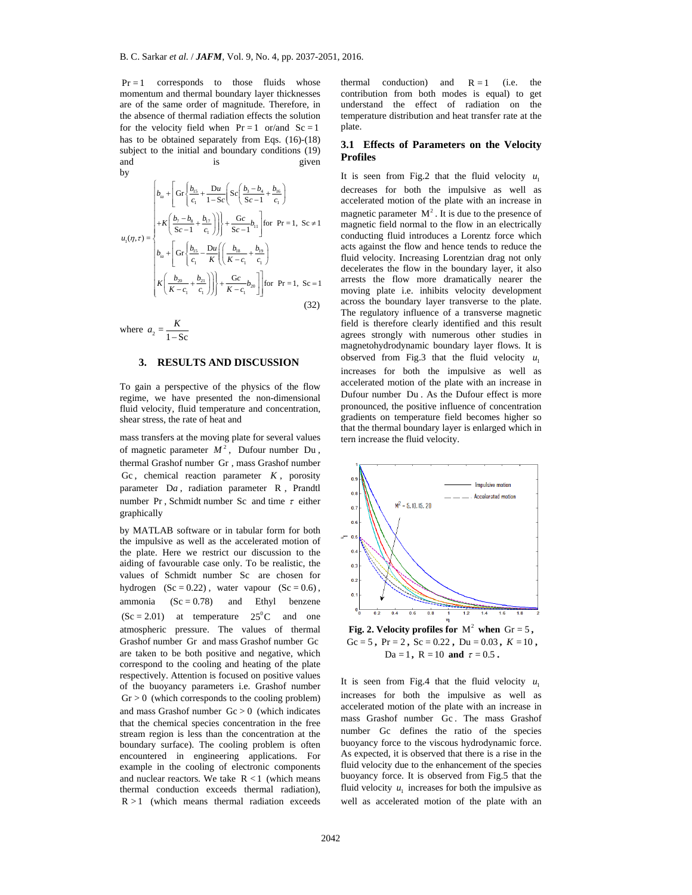$\Pr = 1$ corresponds to those fluids whose momentum and thermal boundary layer thicknesses are of the same order of magnitude. Therefore, in the absence of thermal radiation effects the solution for the velocity field when $\Pr = 1$ or/and $\mathrm{Sc} = 1$ has to be obtained separately from Eqs. (16)-(18) subject to the initial and boundary conditions (19) and is given by

$$
u_1(\eta,\tau) = \begin{cases} b_{ia} + \left[ \mathrm{Gr}\left\{ \dfrac{b_{15}}{c_1} + \dfrac{\mathrm{D}u}{1-\mathrm{S}c}\left( \mathrm{S}c\left( \dfrac{b_3 - b_4}{\mathrm{S}c-1} + \dfrac{b_{16}}{c_1} \right) \right.\right.\right. \\ \left.\left.\left. +K\left( \dfrac{b_7 - b_8}{\mathrm{Sc}-1} + \dfrac{b_{17}}{c_1} \right) \right) \right\} + \dfrac{\mathrm{G}c}{\mathrm{Sc}-1} b_{11} \right] \text{for } \Pr = 1,\ \mathrm{Sc} \neq 1 \\ b_{ia} + \left[ \mathrm{Gr}\left\{ \dfrac{b_{15}}{c_1} - \dfrac{\mathrm{D}u}{K}\left( \left( \dfrac{b_{18}}{K-c_1} + \dfrac{b_{19}}{c_1} \right) \right.\right.\right. \\ \left.\left.\left. K\left( \dfrac{b_{20}}{K-c_1} + \dfrac{b_{21}}{c_1} \right) \right) \right\} + \dfrac{\mathrm{G}c}{K-c_1} b_{20} \right] \text{for } \Pr = 1,\ \mathrm{Sc} = 1 \end{cases} \tag{32}
$$

where $a_2 = \dfrac{K}{1-\mathrm{Sc}}$

## 3. RESULTS AND DISCUSSION

To gain a perspective of the physics of the flow regime, we have presented the non-dimensional fluid velocity, fluid temperature and concentration, shear stress, the rate of heat and mass transfers at the moving plate for several values of magnetic parameter $M^2$, Dufour number $\mathrm{Du}$, thermal Grashof number $\mathrm{Gr}$, mass Grashof number $\mathrm{Gc}$, chemical reaction parameter $K$, porosity parameter $\mathrm{D}a$, radiation parameter $\mathrm{R}$, Prandtl number $\Pr$, Schmidt number $\mathrm{Sc}$ and time $\tau$ either graphically by MATLAB software or in tabular form for both the impulsive as well as the accelerated motion of the plate. Here we restrict our discussion to the aiding of favourable case only. To be realistic, the values of Schmidt number $\mathrm{Sc}$ are chosen for hydrogen $(\mathrm{Sc} = 0.22)$, water vapour $(\mathrm{Sc} = 0.6)$, ammonia $(\mathrm{Sc} = 0.78)$ and Ethyl benzene $(\mathrm{Sc} = 2.01)$ at temperature $25^0\mathrm{C}$ and one atmospheric pressure. The values of thermal Grashof number $\mathrm{Gr}$ and mass Grashof number $\mathrm{Gc}$ are taken to be both positive and negative, which correspond to the cooling and heating of the plate respectively. Attention is focused on positive values of the buoyancy parameters i.e. Grashof number $\mathrm{Gr} > 0$ (which corresponds to the cooling problem) and mass Grashof number $\mathrm{Gc} > 0$ (which indicates that the chemical species concentration in the free stream region is less than the concentration at the boundary surface). The cooling problem is often encountered in engineering applications. For example in the cooling of electronic components and nuclear reactors. We take $\mathrm{R} < 1$ (which means thermal conduction exceeds thermal radiation), $\mathrm{R} > 1$ (which means thermal radiation exceeds thermal conduction) and $\mathrm{R} = 1$ (i.e. the contribution from both modes is equal) to get understand the effect of radiation on the temperature distribution and heat transfer rate at the plate.

### 3.1 Effects of Parameters on the Velocity Profiles

It is seen from Fig.2 that the fluid velocity $u_1$ decreases for both the impulsive as well as accelerated motion of the plate with an increase in magnetic parameter $\mathrm{M}^2$. It is due to the presence of magnetic field normal to the flow in an electrically conducting fluid introduces a Lorentz force which acts against the flow and hence tends to reduce the fluid velocity. Increasing Lorentzian drag not only decelerates the flow in the boundary layer, it also arrests the flow more dramatically nearer the moving plate i.e. inhibits velocity development across the boundary layer transverse to the plate. The regulatory influence of a transverse magnetic field is therefore clearly identified and this result agrees strongly with numerous other studies in magnetohydrodynamic boundary layer flows. It is observed from Fig.3 that the fluid velocity $u_1$ increases for both the impulsive as well as accelerated motion of the plate with an increase in Dufour number $\mathrm{Du}$. As the Dufour effect is more pronounced, the positive influence of concentration gradients on temperature field becomes higher so that the thermal boundary layer is enlarged which in tern increase the fluid velocity.

**Fig. 2. Velocity profiles for $\mathrm{M}^2$ when $\mathrm{Gr} = 5$, $\mathrm{Gc} = 5$, $\Pr = 2$, $\mathrm{Sc} = 0.22$, $\mathrm{Du} = 0.03$, $K = 10$, $\mathrm{Da} = 1$, $\mathrm{R} = 10$ and $\tau = 0.5$.**

It is seen from Fig.4 that the fluid velocity $u_1$ increases for both the impulsive as well as accelerated motion of the plate with an increase in mass Grashof number $\mathrm{Gc}$. The mass Grashof number $\mathrm{Gc}$ defines the ratio of the species buoyancy force to the viscous hydrodynamic force. As expected, it is observed that there is a rise in the fluid velocity due to the enhancement of the species buoyancy force. It is observed from Fig.5 that the fluid velocity $u_1$ increases for both the impulsive as well as accelerated motion of the plate with an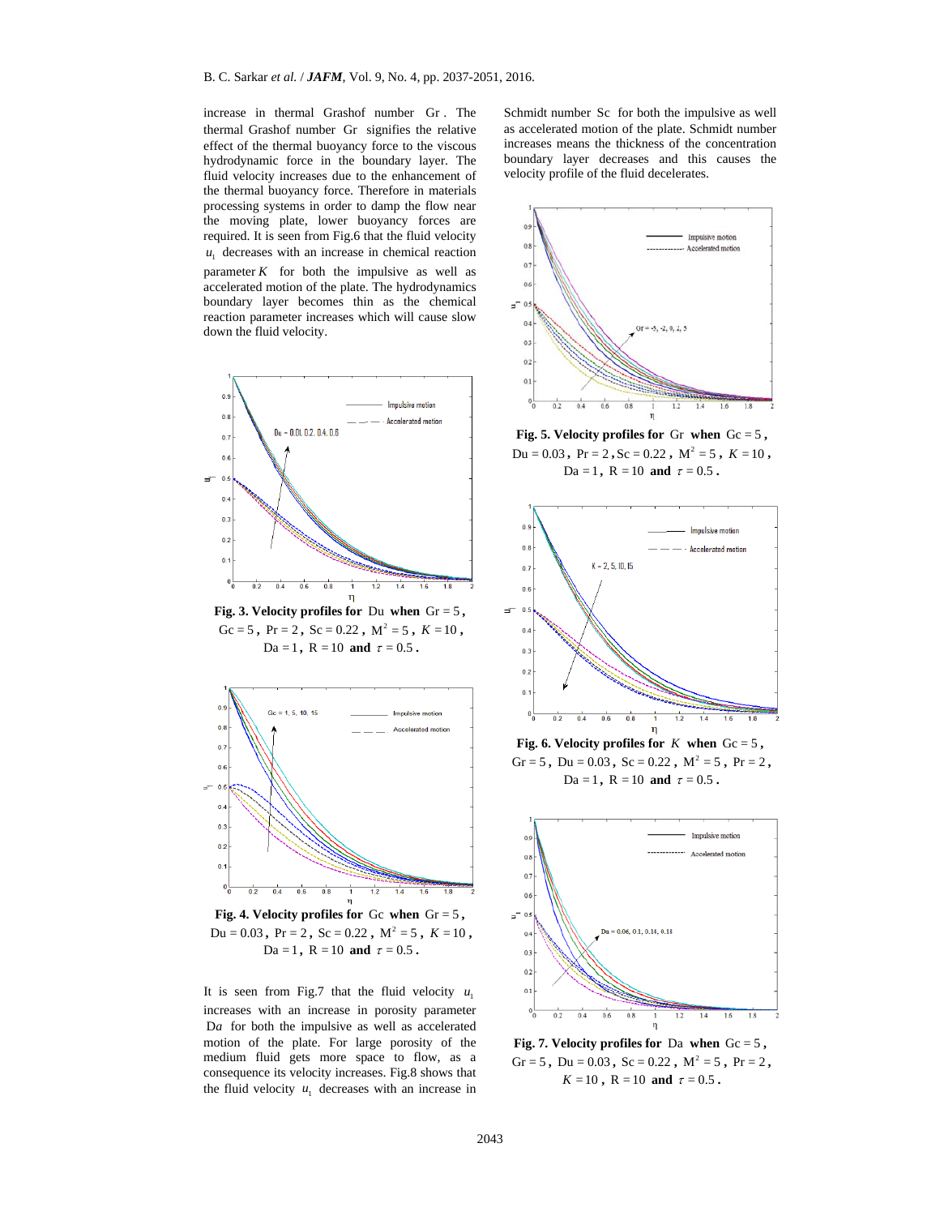increase in thermal Grashof number Gr. The thermal Grashof number Gr signifies the relative effect of the thermal buoyancy force to the viscous hydrodynamic force in the boundary layer. The fluid velocity increases due to the enhancement of the thermal buoyancy force. Therefore in materials processing systems in order to damp the flow near the moving plate, lower buoyancy forces are required. It is seen from Fig.6 that the fluid velocity $u_1$ decreases with an increase in chemical reaction parameter $K$ for both the impulsive as well as accelerated motion of the plate. The hydrodynamics boundary layer becomes thin as the chemical reaction parameter increases which will cause slow down the fluid velocity.

**Fig. 3. Velocity profiles for** Du **when** $\mathrm{Gr}=5$, $\mathrm{Gc}=5$, $\mathrm{Pr}=2$, $\mathrm{Sc}=0.22$, $\mathrm{M}^2=5$, $K=10$, $\mathrm{Da}=1$, $\mathrm{R}=10$ **and** $\tau=0.5$.

**Fig. 4. Velocity profiles for** Gc **when** $\mathrm{Gr}=5$, $\mathrm{Du}=0.03$, $\mathrm{Pr}=2$, $\mathrm{Sc}=0.22$, $\mathrm{M}^2=5$, $K=10$, $\mathrm{Da}=1$, $\mathrm{R}=10$ **and** $\tau=0.5$.

It is seen from Fig.7 that the fluid velocity $u_1$ increases with an increase in porosity parameter D$a$ for both the impulsive as well as accelerated motion of the plate. For large porosity of the medium fluid gets more space to flow, as a consequence its velocity increases. Fig.8 shows that the fluid velocity $u_1$ decreases with an increase in Schmidt number Sc for both the impulsive as well as accelerated motion of the plate. Schmidt number increases means the thickness of the concentration boundary layer decreases and this causes the velocity profile of the fluid decelerates.

**Fig. 5. Velocity profiles for** Gr **when** $\mathrm{Gc}=5$, $\mathrm{Du}=0.03$, $\mathrm{Pr}=2$, $\mathrm{Sc}=0.22$, $\mathrm{M}^2=5$, $K=10$, $\mathrm{Da}=1$, $\mathrm{R}=10$ **and** $\tau=0.5$.

**Fig. 6. Velocity profiles for** $K$ **when** $\mathrm{Gc}=5$, $\mathrm{Gr}=5$, $\mathrm{Du}=0.03$, $\mathrm{Sc}=0.22$, $\mathrm{M}^2=5$, $\mathrm{Pr}=2$, $\mathrm{Da}=1$, $\mathrm{R}=10$ **and** $\tau=0.5$.

**Fig. 7. Velocity profiles for** Da **when** $\mathrm{Gc}=5$, $\mathrm{Gr}=5$, $\mathrm{Du}=0.03$, $\mathrm{Sc}=0.22$, $\mathrm{M}^2=5$, $\mathrm{Pr}=2$, $K=10$, $\mathrm{R}=10$ **and** $\tau=0.5$.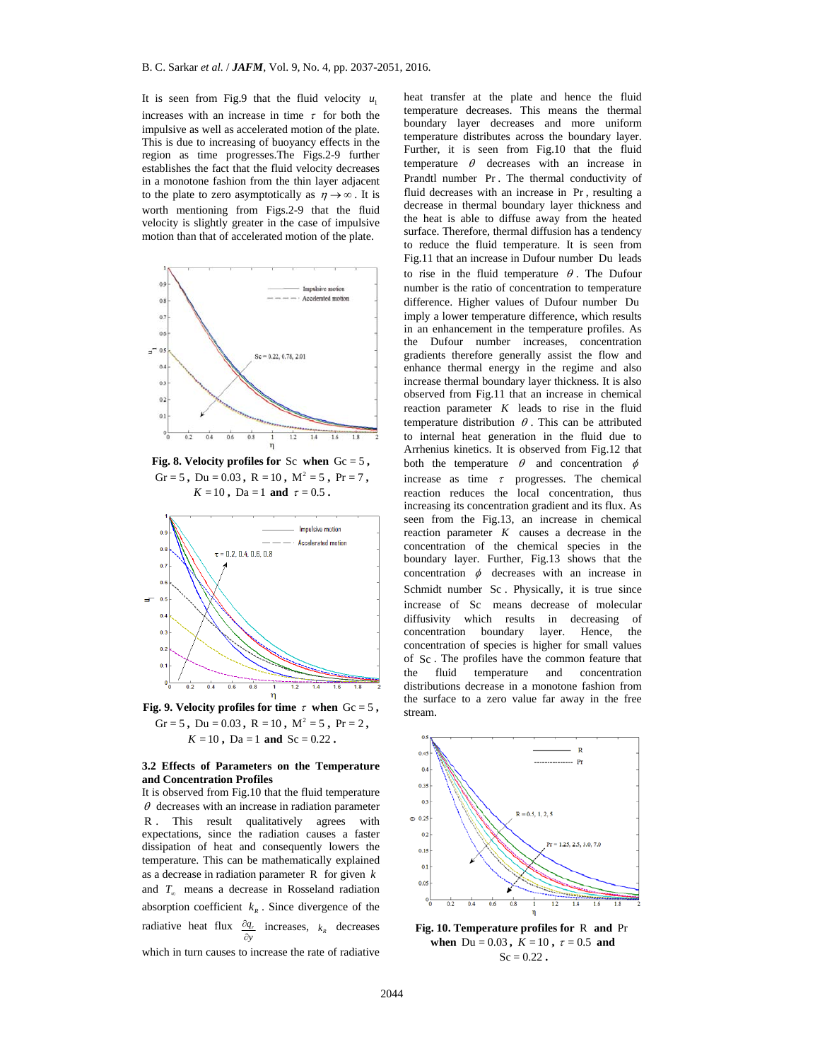It is seen from Fig.9 that the fluid velocity $u_1$ increases with an increase in time $\tau$ for both the impulsive as well as accelerated motion of the plate. This is due to increasing of buoyancy effects in the region as time progresses.The Figs.2-9 further establishes the fact that the fluid velocity decreases in a monotone fashion from the thin layer adjacent to the plate to zero asymptotically as $\eta \to \infty$. It is worth mentioning from Figs.2-9 that the fluid velocity is slightly greater in the case of impulsive motion than that of accelerated motion of the plate.

**Fig. 8. Velocity profiles for** Sc **when** $\mathrm{Gc}=5$, $\mathrm{Gr}=5$, $\mathrm{Du}=0.03$, $\mathrm{R}=10$, $\mathrm{M}^2=5$, $\mathrm{Pr}=7$, $K=10$, $\mathrm{Da}=1$ **and** $\tau=0.5$.

**Fig. 9. Velocity profiles for time** $\tau$ **when** $\mathrm{Gc}=5$, $\mathrm{Gr}=5$, $\mathrm{Du}=0.03$, $\mathrm{R}=10$, $\mathrm{M}^2=5$, $\mathrm{Pr}=2$, $K=10$, $\mathrm{Da}=1$ **and** $\mathrm{Sc}=0.22$.

### 3.2 Effects of Parameters on the Temperature and Concentration Profiles

It is observed from Fig.10 that the fluid temperature $\theta$ decreases with an increase in radiation parameter $\mathrm{R}$. This result qualitatively agrees with expectations, since the radiation causes a faster dissipation of heat and consequently lowers the temperature. This can be mathematically explained as a decrease in radiation parameter $\mathrm{R}$ for given $k$ and $T_\infty$ means a decrease in Rosseland radiation absorption coefficient $k_R$. Since divergence of the radiative heat flux $\frac{\partial q_r}{\partial y}$ increases, $k_R$ decreases which in turn causes to increase the rate of radiative heat transfer at the plate and hence the fluid temperature decreases. This means the thermal boundary layer decreases and more uniform temperature distributes across the boundary layer. Further, it is seen from Fig.10 that the fluid temperature $\theta$ decreases with an increase in Prandtl number $\mathrm{Pr}$. The thermal conductivity of fluid decreases with an increase in $\mathrm{Pr}$, resulting a decrease in thermal boundary layer thickness and the heat is able to diffuse away from the heated surface. Therefore, thermal diffusion has a tendency to reduce the fluid temperature. It is seen from Fig.11 that an increase in Dufour number $\mathrm{Du}$ leads to rise in the fluid temperature $\theta$. The Dufour number is the ratio of concentration to temperature difference. Higher values of Dufour number $\mathrm{Du}$ imply a lower temperature difference, which results in an enhancement in the temperature profiles. As the Dufour number increases, concentration gradients therefore generally assist the flow and enhance thermal energy in the regime and also increase thermal boundary layer thickness. It is also observed from Fig.11 that an increase in chemical reaction parameter $K$ leads to rise in the fluid temperature distribution $\theta$. This can be attributed to internal heat generation in the fluid due to Arrhenius kinetics. It is observed from Fig.12 that both the temperature $\theta$ and concentration $\phi$ increase as time $\tau$ progresses. The chemical reaction reduces the local concentration, thus increasing its concentration gradient and its flux. As seen from the Fig.13, an increase in chemical reaction parameter $K$ causes a decrease in the concentration of the chemical species in the boundary layer. Further, Fig.13 shows that the concentration $\phi$ decreases with an increase in Schmidt number $\mathrm{Sc}$. Physically, it is true since increase of $\mathrm{Sc}$ means decrease of molecular diffusivity which results in decreasing of concentration boundary layer. Hence, the concentration of species is higher for small values of $\mathrm{Sc}$. The profiles have the common feature that the fluid temperature and concentration distributions decrease in a monotone fashion from the surface to a zero value far away in the free stream.

**Fig. 10. Temperature profiles for** $\mathrm{R}$ **and** $\mathrm{Pr}$ **when** $\mathrm{Du}=0.03$, $K=10$, $\tau=0.5$ **and** $\mathrm{Sc}=0.22$.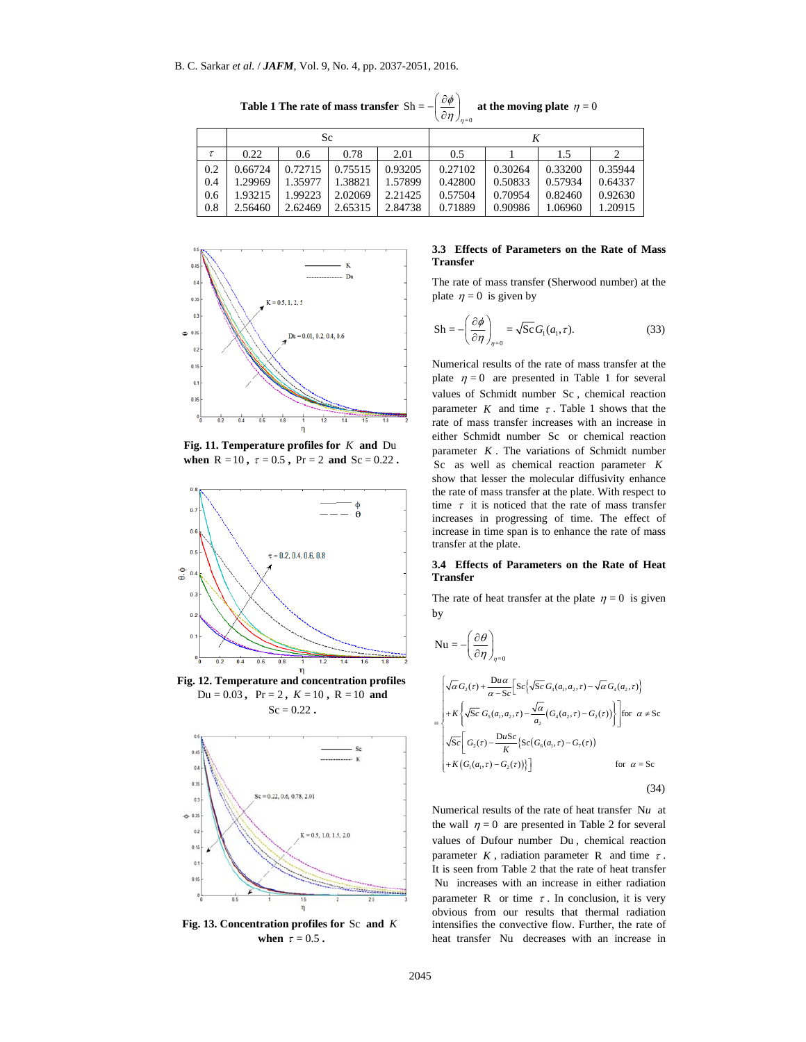**Table 1 The rate of mass transfer $\mathrm{Sh} = -\left(\frac{\partial \phi}{\partial \eta}\right)_{\eta=0}$ at the moving plate $\eta = 0$**

| | Sc | | | | $K$ | | | |
|---|---|---|---|---|---|---|---|---|
| $\tau$ | 0.22 | 0.6 | 0.78 | 2.01 | 0.5 | 1 | 1.5 | 2 |
| 0.2 | 0.66724 | 0.72715 | 0.75515 | 0.93205 | 0.27102 | 0.30264 | 0.33200 | 0.35944 |
| 0.4 | 1.29969 | 1.35977 | 1.38821 | 1.57899 | 0.42800 | 0.50833 | 0.57934 | 0.64337 |
| 0.6 | 1.93215 | 1.99223 | 2.02069 | 2.21425 | 0.57504 | 0.70954 | 0.82460 | 0.92630 |
| 0.8 | 2.56460 | 2.62469 | 2.65315 | 2.84738 | 0.71889 | 0.90986 | 1.06960 | 1.20915 |

**Fig. 11. Temperature profiles for $K$ and Du when $\mathrm{R} = 10$, $\tau = 0.5$, $\mathrm{Pr} = 2$ and $\mathrm{Sc} = 0.22$.**

**Fig. 12. Temperature and concentration profiles $\mathrm{Du} = 0.03$, $\mathrm{Pr} = 2$, $K = 10$, $\mathrm{R} = 10$ and $\mathrm{Sc} = 0.22$.**

**Fig. 13. Concentration profiles for Sc and $K$ when $\tau = 0.5$.**

### 3.3 Effects of Parameters on the Rate of Mass Transfer

The rate of mass transfer (Sherwood number) at the plate $\eta = 0$ is given by

$$\mathrm{Sh} = -\left(\frac{\partial \phi}{\partial \eta}\right)_{\eta=0} = \sqrt{\mathrm{Sc}}\, G_1(a_1, \tau). \tag{33}$$

Numerical results of the rate of mass transfer at the plate $\eta = 0$ are presented in Table 1 for several values of Schmidt number Sc, chemical reaction parameter $K$ and time $\tau$. Table 1 shows that the rate of mass transfer increases with an increase in either Schmidt number Sc or chemical reaction parameter $K$. The variations of Schmidt number Sc as well as chemical reaction parameter $K$ show that lesser the molecular diffusivity enhance the rate of mass transfer at the plate. With respect to time $\tau$ it is noticed that the rate of mass transfer increases in progressing of time. The effect of increase in time span is to enhance the rate of mass transfer at the plate.

### 3.4 Effects of Parameters on the Rate of Heat Transfer

The rate of heat transfer at the plate $\eta = 0$ is given by

$$\mathrm{Nu} = -\left(\frac{\partial \theta}{\partial \eta}\right)_{\eta=0}$$

$$= \begin{cases} \sqrt{\alpha}\, G_2(\tau) + \dfrac{\mathrm{Du}\,\alpha}{\alpha - \mathrm{Sc}}\Big[\mathrm{Sc}\left\{\sqrt{\mathrm{Sc}}\, G_3(a_1, a_2, \tau) - \sqrt{\alpha}\, G_4(a_2, \tau)\right\} \\ \quad + K\left\{\sqrt{\mathrm{Sc}}\, G_5(a_1, a_2, \tau) - \dfrac{\sqrt{\alpha}}{a_2}\left(G_4(a_2, \tau) - G_2(\tau)\right)\right\}\Big] & \text{for } \alpha \neq \mathrm{Sc} \\ \sqrt{\mathrm{Sc}}\Big[G_2(\tau) - \dfrac{\mathrm{Du}\mathrm{Sc}}{K}\left\{\mathrm{Sc}\left(G_6(a_1, \tau) - G_7(\tau)\right) \right. \\ \quad \left. + K\left(G_1(a_1, \tau) - G_2(\tau)\right)\right\}\Big] & \text{for } \alpha = \mathrm{Sc} \end{cases} \tag{34}$$

Numerical results of the rate of heat transfer $\mathrm{Nu}$ at the wall $\eta = 0$ are presented in Table 2 for several values of Dufour number Du, chemical reaction parameter $K$, radiation parameter R and time $\tau$. It is seen from Table 2 that the rate of heat transfer Nu increases with an increase in either radiation parameter R or time $\tau$. In conclusion, it is very obvious from our results that thermal radiation intensifies the convective flow. Further, the rate of heat transfer Nu decreases with an increase in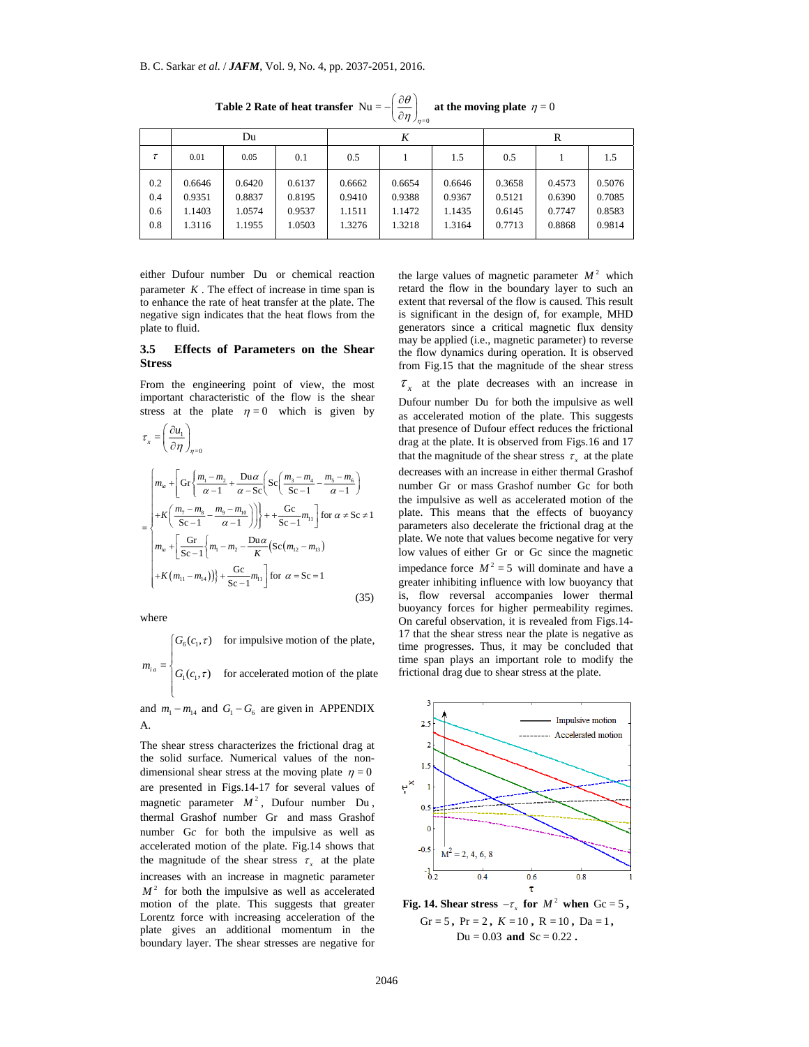**Table 2 Rate of heat transfer $\mathrm{Nu} = -\left(\frac{\partial \theta}{\partial \eta}\right)_{\eta=0}$ at the moving plate $\eta = 0$**

| | Du | | | $K$ | | | R | | |
|---|---|---|---|---|---|---|---|---|---|
| $\tau$ | 0.01 | 0.05 | 0.1 | 0.5 | 1 | 1.5 | 0.5 | 1 | 1.5 |
| 0.2 | 0.6646 | 0.6420 | 0.6137 | 0.6662 | 0.6654 | 0.6646 | 0.3658 | 0.4573 | 0.5076 |
| 0.4 | 0.9351 | 0.8837 | 0.8195 | 0.9410 | 0.9388 | 0.9367 | 0.5121 | 0.6390 | 0.7085 |
| 0.6 | 1.1403 | 1.0574 | 0.9537 | 1.1511 | 1.1472 | 1.1435 | 0.6145 | 0.7747 | 0.8583 |
| 0.8 | 1.3116 | 1.1955 | 1.0503 | 1.3276 | 1.3218 | 1.3164 | 0.7713 | 0.8868 | 0.9814 |

either Dufour number Du or chemical reaction parameter $K$. The effect of increase in time span is to enhance the rate of heat transfer at the plate. The negative sign indicates that the heat flows from the plate to fluid.

### 3.5 Effects of Parameters on the Shear Stress

From the engineering point of view, the most important characteristic of the flow is the shear stress at the plate $\eta = 0$ which is given by

$$\tau_x = \left(\frac{\partial u_1}{\partial \eta}\right)_{\eta=0}$$

$$= \begin{cases} m_{ia} + \left[ \mathrm{Gr}\left\{ \dfrac{m_1 - m_2}{\alpha - 1} + \dfrac{\mathrm{Du}\,\alpha}{\alpha - \mathrm{Sc}}\left( \mathrm{Sc}\left( \dfrac{m_3 - m_4}{\mathrm{Sc} - 1} - \dfrac{m_5 - m_6}{\alpha - 1} \right) \right.\right.\right. \\ \left.\left.\left. + K\left( \dfrac{m_7 - m_8}{\mathrm{Sc} - 1} - \dfrac{m_9 - m_{10}}{\alpha - 1} \right) \right) \right\} + \dfrac{\mathrm{Gc}}{\mathrm{Sc} - 1} m_{11} \right] \text{ for } \alpha \neq \mathrm{Sc} \neq 1 \\ m_{ia} + \left[ \dfrac{\mathrm{Gr}}{\mathrm{Sc} - 1}\left\{ m_1 - m_2 - \dfrac{\mathrm{Du}\,\alpha}{K}\left( \mathrm{Sc}\left( m_{12} - m_{13} \right) \right.\right.\right. \\ \left.\left.\left. + K\left( m_{11} - m_{14} \right) \right) \right\} + \dfrac{\mathrm{Gc}}{\mathrm{Sc} - 1} m_{11} \right] \text{ for } \alpha = \mathrm{Sc} = 1 \end{cases} \tag{35}$$

where

$$m_{ia} = \begin{cases} G_6(c_1, \tau) & \text{for impulsive motion of the plate,} \\ G_1(c_1, \tau) & \text{for accelerated motion of the plate} \end{cases}$$

and $m_1 - m_{14}$ and $G_1 - G_6$ are given in APPENDIX A.

The shear stress characterizes the frictional drag at the solid surface. Numerical values of the non-dimensional shear stress at the moving plate $\eta = 0$ are presented in Figs.14-17 for several values of magnetic parameter $M^2$, Dufour number Du, thermal Grashof number Gr and mass Grashof number Gc for both the impulsive as well as accelerated motion of the plate. Fig.14 shows that the magnitude of the shear stress $\tau_x$ at the plate increases with an increase in magnetic parameter $M^2$ for both the impulsive as well as accelerated motion of the plate. This suggests that greater Lorentz force with increasing acceleration of the plate gives an additional momentum in the boundary layer. The shear stresses are negative for the large values of magnetic parameter $M^2$ which retard the flow in the boundary layer to such an extent that reversal of the flow is caused. This result is significant in the design of, for example, MHD generators since a critical magnetic flux density may be applied (i.e., magnetic parameter) to reverse the flow dynamics during operation. It is observed from Fig.15 that the magnitude of the shear stress $\tau_x$ at the plate decreases with an increase in Dufour number Du for both the impulsive as well as accelerated motion of the plate. This suggests that presence of Dufour effect reduces the frictional drag at the plate. It is observed from Figs.16 and 17 that the magnitude of the shear stress $\tau_x$ at the plate decreases with an increase in either thermal Grashof number Gr or mass Grashof number Gc for both the impulsive as well as accelerated motion of the plate. This means that the effects of buoyancy parameters also decelerate the frictional drag at the plate. We note that values become negative for very low values of either Gr or Gc since the magnetic impedance force $M^2 = 5$ will dominate and have a greater inhibiting influence with low buoyancy that is, flow reversal accompanies lower thermal buoyancy forces for higher permeability regimes. On careful observation, it is revealed from Figs.14-17 that the shear stress near the plate is negative as time progresses. Thus, it may be concluded that time span plays an important role to modify the frictional drag due to shear stress at the plate.

**Fig. 14. Shear stress $-\tau_x$ for $M^2$ when** $\mathrm{Gc} = 5$, $\mathrm{Gr} = 5$, $\mathrm{Pr} = 2$, $K = 10$, $\mathrm{R} = 10$, $\mathrm{Da} = 1$, $\mathrm{Du} = 0.03$ **and** $\mathrm{Sc} = 0.22$.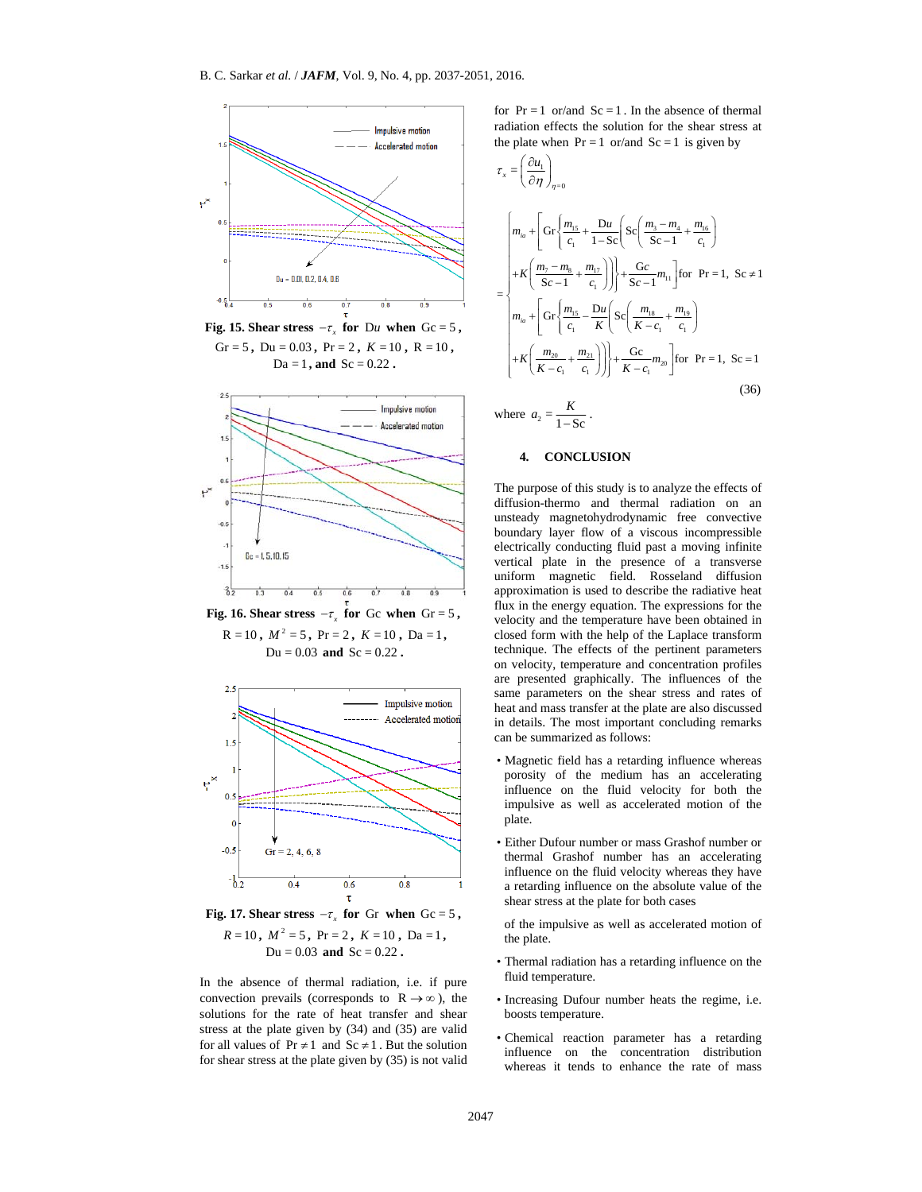**Fig. 15. Shear stress $-\tau_x$ for Du when $\mathrm{Gc}=5$, $\mathrm{Gr}=5$, $\mathrm{Du}=0.03$, $\mathrm{Pr}=2$, $K=10$, $\mathrm{R}=10$, $\mathrm{Da}=1$, and $\mathrm{Sc}=0.22$.**

**Fig. 16. Shear stress $-\tau_x$ for Gc when $\mathrm{Gr}=5$, $\mathrm{R}=10$, $M^2=5$, $\mathrm{Pr}=2$, $K=10$, $\mathrm{Da}=1$, $\mathrm{Du}=0.03$ and $\mathrm{Sc}=0.22$.**

**Fig. 17. Shear stress $-\tau_x$ for Gr when $\mathrm{Gc}=5$, $R=10$, $M^2=5$, $\mathrm{Pr}=2$, $K=10$, $\mathrm{Da}=1$, $\mathrm{Du}=0.03$ and $\mathrm{Sc}=0.22$.**

In the absence of thermal radiation, i.e. if pure convection prevails (corresponds to $\mathrm{R}\to\infty$), the solutions for the rate of heat transfer and shear stress at the plate given by (34) and (35) are valid for all values of $\mathrm{Pr}\neq 1$ and $\mathrm{Sc}\neq 1$. But the solution for shear stress at the plate given by (35) is not valid for $\mathrm{Pr}=1$ or/and $\mathrm{Sc}=1$. In the absence of thermal radiation effects the solution for the shear stress at the plate when $\mathrm{Pr}=1$ or/and $\mathrm{Sc}=1$ is given by

$$
\tau_x=\left(\frac{\partial u_1}{\partial \eta}\right)_{\eta=0}
$$

$$
=\begin{cases}
m_{ia}+\left[\mathrm{Gr}\left\{\dfrac{m_{15}}{c_1}+\dfrac{\mathrm{Du}}{1-\mathrm{Sc}}\left(\mathrm{Sc}\left(\dfrac{m_3-m_4}{\mathrm{Sc}-1}+\dfrac{m_{16}}{c_1}\right)\right.\right.\right. & \\
\left.\left.\left.+K\left(\dfrac{m_7-m_8}{Sc-1}+\dfrac{m_{17}}{c_1}\right)\right)\right\}+\dfrac{\mathrm{Gc}}{Sc-1}m_{11}\right] \text{for } \mathrm{Pr}=1,\ \mathrm{Sc}\neq 1 & \\
m_{ia}+\left[\mathrm{Gr}\left\{\dfrac{m_{15}}{c_1}-\dfrac{\mathrm{Du}}{K}\left(\mathrm{Sc}\left(\dfrac{m_{18}}{K-c_1}+\dfrac{m_{19}}{c_1}\right)\right.\right.\right. & \\
\left.\left.\left.+K\left(\dfrac{m_{20}}{K-c_1}+\dfrac{m_{21}}{c_1}\right)\right)\right\}+\dfrac{\mathrm{Gc}}{K-c_1}m_{20}\right] \text{for } \mathrm{Pr}=1,\ \mathrm{Sc}=1 &
\end{cases}
\tag{36}
$$

where $a_2=\dfrac{K}{1-\mathrm{Sc}}$.

## 4. CONCLUSION

The purpose of this study is to analyze the effects of diffusion-thermo and thermal radiation on an unsteady magnetohydrodynamic free convective boundary layer flow of a viscous incompressible electrically conducting fluid past a moving infinite vertical plate in the presence of a transverse uniform magnetic field. Rosseland diffusion approximation is used to describe the radiative heat flux in the energy equation. The expressions for the velocity and the temperature have been obtained in closed form with the help of the Laplace transform technique. The effects of the pertinent parameters on velocity, temperature and concentration profiles are presented graphically. The influences of the same parameters on the shear stress and rates of heat and mass transfer at the plate are also discussed in details. The most important concluding remarks can be summarized as follows:

- Magnetic field has a retarding influence whereas porosity of the medium has an accelerating influence on the fluid velocity for both the impulsive as well as accelerated motion of the plate.
- Either Dufour number or mass Grashof number or thermal Grashof number has an accelerating influence on the fluid velocity whereas they have a retarding influence on the absolute value of the shear stress at the plate for both cases

  of the impulsive as well as accelerated motion of the plate.
- Thermal radiation has a retarding influence on the fluid temperature.
- Increasing Dufour number heats the regime, i.e. boosts temperature.
- Chemical reaction parameter has a retarding influence on the concentration distribution whereas it tends to enhance the rate of mass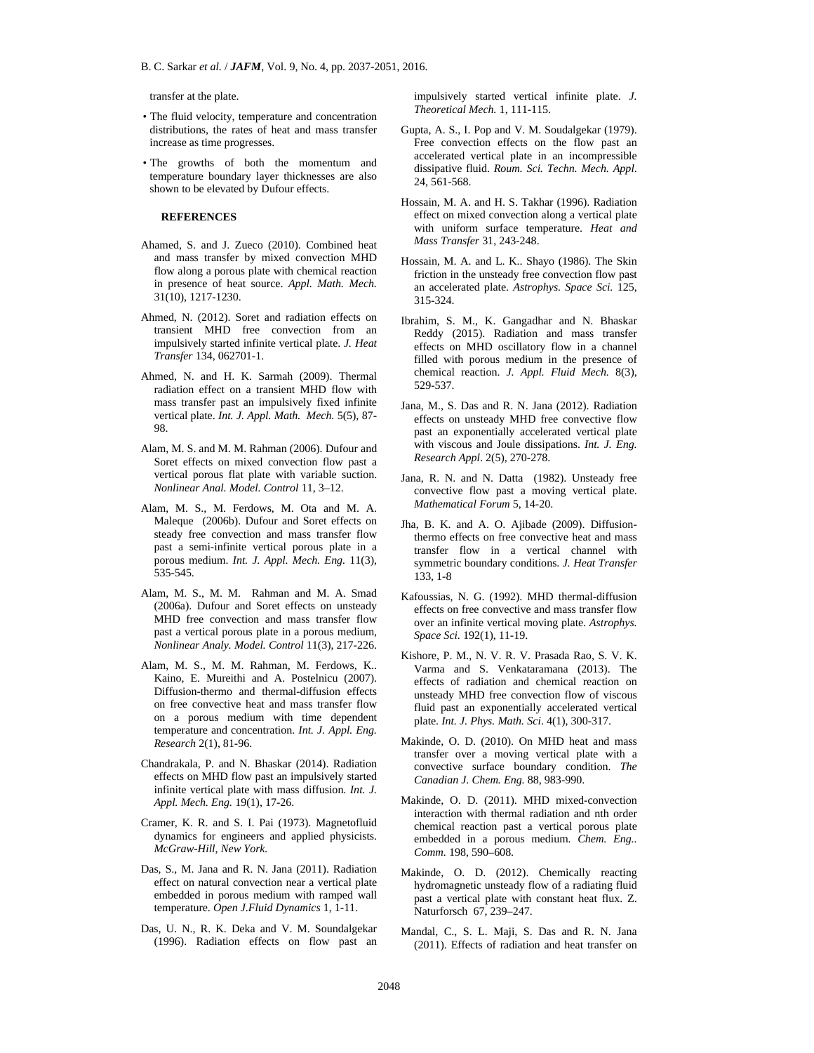transfer at the plate.

- The fluid velocity, temperature and concentration distributions, the rates of heat and mass transfer increase as time progresses.
- The growths of both the momentum and temperature boundary layer thicknesses are also shown to be elevated by Dufour effects.

## REFERENCES

Ahamed, S. and J. Zueco (2010). Combined heat and mass transfer by mixed convection MHD flow along a porous plate with chemical reaction in presence of heat source. *Appl. Math. Mech.* 31(10), 1217-1230.

Ahmed, N. (2012). Soret and radiation effects on transient MHD free convection from an impulsively started infinite vertical plate. *J. Heat Transfer* 134, 062701-1.

Ahmed, N. and H. K. Sarmah (2009). Thermal radiation effect on a transient MHD flow with mass transfer past an impulsively fixed infinite vertical plate. *Int. J. Appl. Math. Mech.* 5(5), 87-98.

Alam, M. S. and M. M. Rahman (2006). Dufour and Soret effects on mixed convection flow past a vertical porous flat plate with variable suction. *Nonlinear Anal. Model. Control* 11, 3–12.

Alam, M. S., M. Ferdows, M. Ota and M. A. Maleque (2006b). Dufour and Soret effects on steady free convection and mass transfer flow past a semi-infinite vertical porous plate in a porous medium. *Int. J. Appl. Mech. Eng.* 11(3), 535-545.

Alam, M. S., M. M. Rahman and M. A. Smad (2006a). Dufour and Soret effects on unsteady MHD free convection and mass transfer flow past a vertical porous plate in a porous medium, *Nonlinear Analy. Model. Control* 11(3), 217-226.

Alam, M. S., M. M. Rahman, M. Ferdows, K.. Kaino, E. Mureithi and A. Postelnicu (2007). Diffusion-thermo and thermal-diffusion effects on free convective heat and mass transfer flow on a porous medium with time dependent temperature and concentration. *Int. J. Appl. Eng. Research* 2(1), 81-96.

Chandrakala, P. and N. Bhaskar (2014). Radiation effects on MHD flow past an impulsively started infinite vertical plate with mass diffusion. *Int. J. Appl. Mech. Eng.* 19(1), 17-26.

Cramer, K. R. and S. I. Pai (1973). Magnetofluid dynamics for engineers and applied physicists. *McGraw-Hill, New York.*

Das, S., M. Jana and R. N. Jana (2011). Radiation effect on natural convection near a vertical plate embedded in porous medium with ramped wall temperature. *Open J.Fluid Dynamics* 1, 1-11.

Das, U. N., R. K. Deka and V. M. Soundalgekar (1996). Radiation effects on flow past an impulsively started vertical infinite plate. *J. Theoretical Mech.* 1, 111-115.

Gupta, A. S., I. Pop and V. M. Soudalgekar (1979). Free convection effects on the flow past an accelerated vertical plate in an incompressible dissipative fluid. *Roum. Sci. Techn. Mech. Appl*. 24, 561-568.

Hossain, M. A. and H. S. Takhar (1996). Radiation effect on mixed convection along a vertical plate with uniform surface temperature. *Heat and Mass Transfer* 31, 243-248.

Hossain, M. A. and L. K.. Shayo (1986). The Skin friction in the unsteady free convection flow past an accelerated plate. *Astrophys. Space Sci.* 125, 315-324.

Ibrahim, S. M., K. Gangadhar and N. Bhaskar Reddy (2015). Radiation and mass transfer effects on MHD oscillatory flow in a channel filled with porous medium in the presence of chemical reaction. *J. Appl. Fluid Mech.* 8(3), 529-537.

Jana, M., S. Das and R. N. Jana (2012). Radiation effects on unsteady MHD free convective flow past an exponentially accelerated vertical plate with viscous and Joule dissipations. *Int. J. Eng. Research Appl*. 2(5), 270-278.

Jana, R. N. and N. Datta (1982). Unsteady free convective flow past a moving vertical plate. *Mathematical Forum* 5, 14-20.

Jha, B. K. and A. O. Ajibade (2009). Diffusion-thermo effects on free convective heat and mass transfer flow in a vertical channel with symmetric boundary conditions. *J. Heat Transfer* 133, 1-8

Kafoussias, N. G. (1992). MHD thermal-diffusion effects on free convective and mass transfer flow over an infinite vertical moving plate. *Astrophys. Space Sci.* 192(1), 11-19.

Kishore, P. M., N. V. R. V. Prasada Rao, S. V. K. Varma and S. Venkataramana (2013). The effects of radiation and chemical reaction on unsteady MHD free convection flow of viscous fluid past an exponentially accelerated vertical plate. *Int. J. Phys. Math. Sci*. 4(1), 300-317.

Makinde, O. D. (2010). On MHD heat and mass transfer over a moving vertical plate with a convective surface boundary condition. *The Canadian J. Chem. Eng.* 88, 983-990.

Makinde, O. D. (2011). MHD mixed-convection interaction with thermal radiation and nth order chemical reaction past a vertical porous plate embedded in a porous medium. *Chem. Eng.. Comm.* 198, 590–608.

Makinde, O. D. (2012). Chemically reacting hydromagnetic unsteady flow of a radiating fluid past a vertical plate with constant heat flux. Z. Naturforsch 67, 239–247.

Mandal, C., S. L. Maji, S. Das and R. N. Jana (2011). Effects of radiation and heat transfer on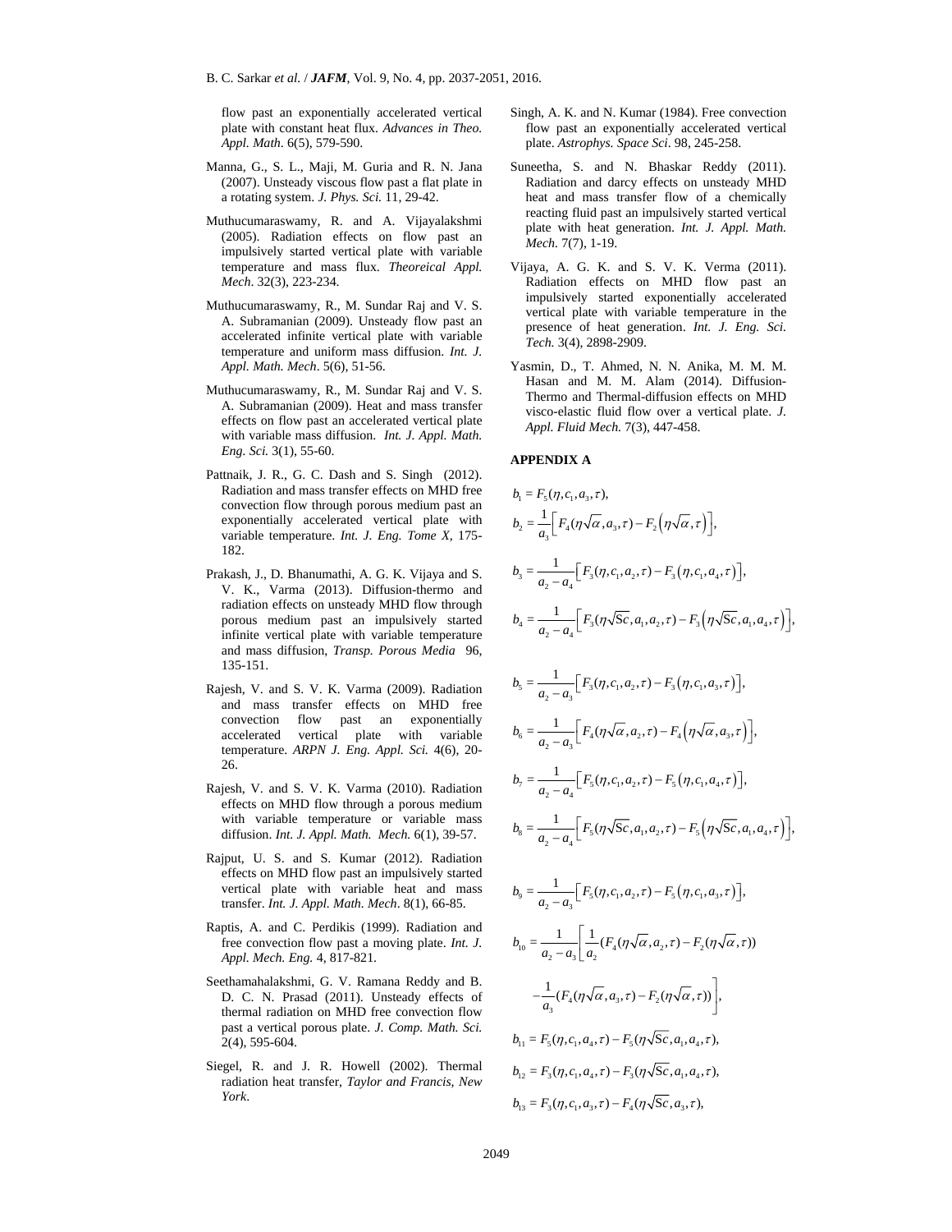flow past an exponentially accelerated vertical plate with constant heat flux. *Advances in Theo. Appl. Math*. 6(5), 579-590.

Manna, G., S. L., Maji, M. Guria and R. N. Jana (2007). Unsteady viscous flow past a flat plate in a rotating system. *J. Phys. Sci.* 11, 29-42.

Muthucumaraswamy, R. and A. Vijayalakshmi (2005). Radiation effects on flow past an impulsively started vertical plate with variable temperature and mass flux. *Theoreical Appl. Mech*. 32(3), 223-234.

Muthucumaraswamy, R., M. Sundar Raj and V. S. A. Subramanian (2009). Unsteady flow past an accelerated infinite vertical plate with variable temperature and uniform mass diffusion. *Int. J. Appl. Math. Mech*. 5(6), 51-56.

Muthucumaraswamy, R., M. Sundar Raj and V. S. A. Subramanian (2009). Heat and mass transfer effects on flow past an accelerated vertical plate with variable mass diffusion. *Int. J. Appl. Math. Eng. Sci.* 3(1), 55-60.

Pattnaik, J. R., G. C. Dash and S. Singh (2012). Radiation and mass transfer effects on MHD free convection flow through porous medium past an exponentially accelerated vertical plate with variable temperature. *Int. J. Eng. Tome X*, 175-182.

Prakash, J., D. Bhanumathi, A. G. K. Vijaya and S. V. K., Varma (2013). Diffusion-thermo and radiation effects on unsteady MHD flow through porous medium past an impulsively started infinite vertical plate with variable temperature and mass diffusion, *Transp. Porous Media* 96, 135-151.

Rajesh, V. and S. V. K. Varma (2009). Radiation and mass transfer effects on MHD free convection flow past an exponentially accelerated vertical plate with variable temperature. *ARPN J. Eng. Appl. Sci.* 4(6), 20-26.

Rajesh, V. and S. V. K. Varma (2010). Radiation effects on MHD flow through a porous medium with variable temperature or variable mass diffusion. *Int. J. Appl. Math. Mech.* 6(1), 39-57.

Rajput, U. S. and S. Kumar (2012). Radiation effects on MHD flow past an impulsively started vertical plate with variable heat and mass transfer. *Int. J. Appl. Math. Mech*. 8(1), 66-85.

Raptis, A. and C. Perdikis (1999). Radiation and free convection flow past a moving plate. *Int. J. Appl. Mech. Eng.* 4, 817-821.

Seethamahalakshmi, G. V. Ramana Reddy and B. D. C. N. Prasad (2011). Unsteady effects of thermal radiation on MHD free convection flow past a vertical porous plate. *J. Comp. Math. Sci.* 2(4), 595-604.

Siegel, R. and J. R. Howell (2002). Thermal radiation heat transfer, *Taylor and Francis, New York*.

Singh, A. K. and N. Kumar (1984). Free convection flow past an exponentially accelerated vertical plate. *Astrophys. Space Sci*. 98, 245-258.

Suneetha, S. and N. Bhaskar Reddy (2011). Radiation and darcy effects on unsteady MHD heat and mass transfer flow of a chemically reacting fluid past an impulsively started vertical plate with heat generation. *Int. J. Appl. Math. Mech.* 7(7), 1-19.

Vijaya, A. G. K. and S. V. K. Verma (2011). Radiation effects on MHD flow past an impulsively started exponentially accelerated vertical plate with variable temperature in the presence of heat generation. *Int. J. Eng. Sci. Tech.* 3(4), 2898-2909.

Yasmin, D., T. Ahmed, N. N. Anika, M. M. M. Hasan and M. M. Alam (2014). Diffusion-Thermo and Thermal-diffusion effects on MHD visco-elastic fluid flow over a vertical plate. *J. Appl. Fluid Mech.* 7(3), 447-458.

## APPENDIX A

$$b_1 = F_5(\eta, c_1, a_3, \tau),$$

$$b_2 = \frac{1}{a_3}\left[ F_4(\eta\sqrt{\alpha}, a_3, \tau) - F_2\left(\eta\sqrt{\alpha}, \tau\right)\right],$$

$$b_3 = \frac{1}{a_2 - a_4}\left[ F_3(\eta, c_1, a_2, \tau) - F_3\left(\eta, c_1, a_4, \tau\right)\right],$$

$$b_4 = \frac{1}{a_2 - a_4}\left[ F_3(\eta\sqrt{\mathrm{Sc}}, a_1, a_2, \tau) - F_3\left(\eta\sqrt{\mathrm{Sc}}, a_1, a_4, \tau\right)\right],$$

$$b_5 = \frac{1}{a_2 - a_3}\left[ F_3(\eta, c_1, a_2, \tau) - F_3\left(\eta, c_1, a_3, \tau\right)\right],$$

$$b_6 = \frac{1}{a_2 - a_3}\left[ F_4(\eta\sqrt{\alpha}, a_2, \tau) - F_4\left(\eta\sqrt{\alpha}, a_3, \tau\right)\right],$$

$$b_7 = \frac{1}{a_2 - a_4}\left[ F_5(\eta, c_1, a_2, \tau) - F_5\left(\eta, c_1, a_4, \tau\right)\right],$$

$$b_8 = \frac{1}{a_2 - a_4}\left[ F_5(\eta\sqrt{\mathrm{Sc}}, a_1, a_2, \tau) - F_5\left(\eta\sqrt{\mathrm{Sc}}, a_1, a_4, \tau\right)\right],$$

$$b_9 = \frac{1}{a_2 - a_3}\left[ F_5(\eta, c_1, a_2, \tau) - F_5\left(\eta, c_1, a_3, \tau\right)\right],$$

$$b_{10} = \frac{1}{a_2 - a_3}\left[ \frac{1}{a_2}(F_4(\eta\sqrt{\alpha}, a_2, \tau) - F_2(\eta\sqrt{\alpha}, \tau)) - \frac{1}{a_3}(F_4(\eta\sqrt{\alpha}, a_3, \tau) - F_2(\eta\sqrt{\alpha}, \tau))\right],$$

$$b_{11} = F_5(\eta, c_1, a_4, \tau) - F_5(\eta\sqrt{\mathrm{Sc}}, a_1, a_4, \tau),$$

$$b_{12} = F_3(\eta, c_1, a_4, \tau) - F_3(\eta\sqrt{\mathrm{Sc}}, a_1, a_4, \tau),$$

$$b_{13} = F_3(\eta, c_1, a_3, \tau) - F_4(\eta\sqrt{\mathrm{Sc}}, a_3, \tau),$$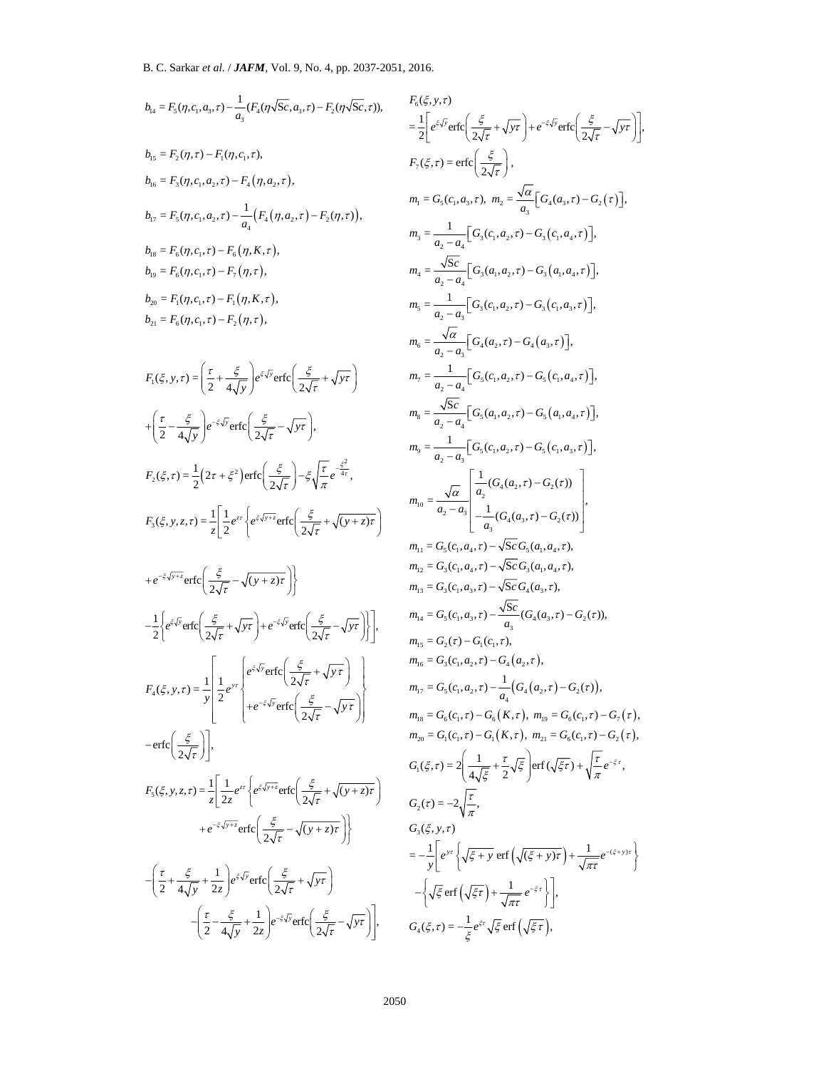$$b_{14} = F_5(\eta, c_1, a_3, \tau) - \frac{1}{a_3}(F_4(\eta\sqrt{\text{Sc}}, a_3, \tau) - F_2(\eta\sqrt{\text{Sc}}, \tau)),$$

$$b_{15} = F_2(\eta, \tau) - F_1(\eta, c_1, \tau),$$

$$b_{16} = F_3(\eta, c_1, a_2, \tau) - F_4(\eta, a_2, \tau),$$

$$b_{17} = F_5(\eta, c_1, a_2, \tau) - \frac{1}{a_4}\left(F_4(\eta, a_2, \tau) - F_2(\eta, \tau)\right),$$

$$b_{18} = F_6(\eta, c_1, \tau) - F_6(\eta, K, \tau),$$

$$b_{19} = F_6(\eta, c_1, \tau) - F_7(\eta, \tau),$$

$$b_{20} = F_1(\eta, c_1, \tau) - F_1(\eta, K, \tau),$$

$$b_{21} = F_6(\eta, c_1, \tau) - F_2(\eta, \tau),$$

$$F_1(\xi, y, \tau) = \left(\frac{\tau}{2} + \frac{\xi}{4\sqrt{y}}\right)e^{\xi\sqrt{y}}\text{erfc}\left(\frac{\xi}{2\sqrt{\tau}} + \sqrt{y\tau}\right) + \left(\frac{\tau}{2} - \frac{\xi}{4\sqrt{y}}\right)e^{-\xi\sqrt{y}}\text{erfc}\left(\frac{\xi}{2\sqrt{\tau}} - \sqrt{y\tau}\right),$$

$$F_2(\xi, \tau) = \frac{1}{2}\left(2\tau + \xi^2\right)\text{erfc}\left(\frac{\xi}{2\sqrt{\tau}}\right) - \xi\sqrt{\frac{\tau}{\pi}}e^{-\frac{\xi^2}{4\tau}},$$

$$F_3(\xi, y, z, \tau) = \frac{1}{z}\left[\frac{1}{2}e^{z\tau}\left\{e^{\xi\sqrt{y+z}}\text{erfc}\left(\frac{\xi}{2\sqrt{\tau}} + \sqrt{(y+z)\tau}\right) + e^{-\xi\sqrt{y+z}}\text{erfc}\left(\frac{\xi}{2\sqrt{\tau}} - \sqrt{(y+z)\tau}\right)\right\} - \frac{1}{2}\left\{e^{\xi\sqrt{y}}\text{erfc}\left(\frac{\xi}{2\sqrt{\tau}} + \sqrt{y\tau}\right) + e^{-\xi\sqrt{y}}\text{erfc}\left(\frac{\xi}{2\sqrt{\tau}} - \sqrt{y\tau}\right)\right\}\right],$$

$$F_4(\xi, y, \tau) = \frac{1}{y}\left[\frac{1}{2}e^{y\tau}\left\{\begin{matrix} e^{\xi\sqrt{y}}\text{erfc}\left(\frac{\xi}{2\sqrt{\tau}} + \sqrt{y\tau}\right) \\ +e^{-\xi\sqrt{y}}\text{erfc}\left(\frac{\xi}{2\sqrt{\tau}} - \sqrt{y\tau}\right)\end{matrix}\right\} - \text{erfc}\left(\frac{\xi}{2\sqrt{\tau}}\right)\right],$$

$$F_5(\xi, y, z, \tau) = \frac{1}{z}\left[\frac{1}{2z}e^{z\tau}\left\{e^{\xi\sqrt{y+z}}\text{erfc}\left(\frac{\xi}{2\sqrt{\tau}} + \sqrt{(y+z)\tau}\right) + e^{-\xi\sqrt{y+z}}\text{erfc}\left(\frac{\xi}{2\sqrt{\tau}} - \sqrt{(y+z)\tau}\right)\right\} - \left(\frac{\tau}{2} + \frac{\xi}{4\sqrt{y}} + \frac{1}{2z}\right)e^{\xi\sqrt{y}}\text{erfc}\left(\frac{\xi}{2\sqrt{\tau}} + \sqrt{y\tau}\right) - \left(\frac{\tau}{2} - \frac{\xi}{4\sqrt{y}} + \frac{1}{2z}\right)e^{-\xi\sqrt{y}}\text{erfc}\left(\frac{\xi}{2\sqrt{\tau}} - \sqrt{y\tau}\right)\right],$$

$$F_6(\xi, y, \tau) = \frac{1}{2}\left[e^{\xi\sqrt{y}}\text{erfc}\left(\frac{\xi}{2\sqrt{\tau}} + \sqrt{y\tau}\right) + e^{-\xi\sqrt{y}}\text{erfc}\left(\frac{\xi}{2\sqrt{\tau}} - \sqrt{y\tau}\right)\right],$$

$$F_7(\xi, \tau) = \text{erfc}\left(\frac{\xi}{2\sqrt{\tau}}\right),$$

$$m_1 = G_5(c_1, a_3, \tau), \quad m_2 = \frac{\sqrt{\alpha}}{a_3}\left[G_4(a_3, \tau) - G_2(\tau)\right],$$

$$m_3 = \frac{1}{a_2 - a_4}\left[G_3(c_1, a_2, \tau) - G_3(c_1, a_4, \tau)\right],$$

$$m_4 = \frac{\sqrt{\text{Sc}}}{a_2 - a_4}\left[G_3(a_1, a_2, \tau) - G_3(a_1, a_4, \tau)\right],$$

$$m_5 = \frac{1}{a_2 - a_3}\left[G_3(c_1, a_2, \tau) - G_3(c_1, a_3, \tau)\right],$$

$$m_6 = \frac{\sqrt{\alpha}}{a_2 - a_3}\left[G_4(a_2, \tau) - G_4(a_3, \tau)\right],$$

$$m_7 = \frac{1}{a_2 - a_4}\left[G_5(c_1, a_2, \tau) - G_5(c_1, a_4, \tau)\right],$$

$$m_8 = \frac{\sqrt{\text{Sc}}}{a_2 - a_4}\left[G_5(a_1, a_2, \tau) - G_5(a_1, a_4, \tau)\right],$$

$$m_9 = \frac{1}{a_2 - a_3}\left[G_5(c_1, a_2, \tau) - G_5(c_1, a_3, \tau)\right],$$

$$m_{10} = \frac{\sqrt{\alpha}}{a_2 - a_3}\left[\begin{matrix}\frac{1}{a_2}(G_4(a_2, \tau) - G_2(\tau)) \\ -\frac{1}{a_3}(G_4(a_3, \tau) - G_2(\tau))\end{matrix}\right],$$

$$m_{11} = G_5(c_1, a_4, \tau) - \sqrt{\text{Sc}}\,G_5(a_1, a_4, \tau),$$

$$m_{12} = G_3(c_1, a_4, \tau) - \sqrt{\text{Sc}}\,G_3(a_1, a_4, \tau),$$

$$m_{13} = G_3(c_1, a_3, \tau) - \sqrt{\text{Sc}}\,G_4(a_3, \tau),$$

$$m_{14} = G_5(c_1, a_3, \tau) - \frac{\sqrt{\text{Sc}}}{a_3}(G_4(a_3, \tau) - G_2(\tau)),$$

$$m_{15} = G_2(\tau) - G_1(c_1, \tau),$$

$$m_{16} = G_3(c_1, a_2, \tau) - G_4(a_2, \tau),$$

$$m_{17} = G_5(c_1, a_2, \tau) - \frac{1}{a_4}\left(G_4(a_2, \tau) - G_2(\tau)\right),$$

$$m_{18} = G_6(c_1, \tau) - G_6(K, \tau), \quad m_{19} = G_6(c_1, \tau) - G_7(\tau),$$

$$m_{20} = G_1(c_1, \tau) - G_1(K, \tau), \quad m_{21} = G_6(c_1, \tau) - G_2(\tau),$$

$$G_1(\xi, \tau) = 2\left(\frac{1}{4\sqrt{\xi}} + \frac{\tau}{2}\sqrt{\xi}\right)\text{erf}(\sqrt{\xi\tau}) + \sqrt{\frac{\tau}{\pi}}e^{-\xi\tau},$$

$$G_2(\tau) = -2\sqrt{\frac{\tau}{\pi}},$$

$$G_3(\xi, y, \tau) = -\frac{1}{y}\left[e^{y\tau}\left\{\sqrt{\xi + y}\,\text{erf}\left(\sqrt{(\xi + y)\tau}\right) + \frac{1}{\sqrt{\pi\tau}}e^{-(\xi + y)\tau}\right\} - \left\{\sqrt{\xi}\,\text{erf}\left(\sqrt{\xi\tau}\right) + \frac{1}{\sqrt{\pi\tau}}e^{-\xi\tau}\right\}\right],$$

$$G_4(\xi, \tau) = -\frac{1}{\xi}e^{\xi\tau}\sqrt{\xi}\,\text{erf}\left(\sqrt{\xi\tau}\right),$$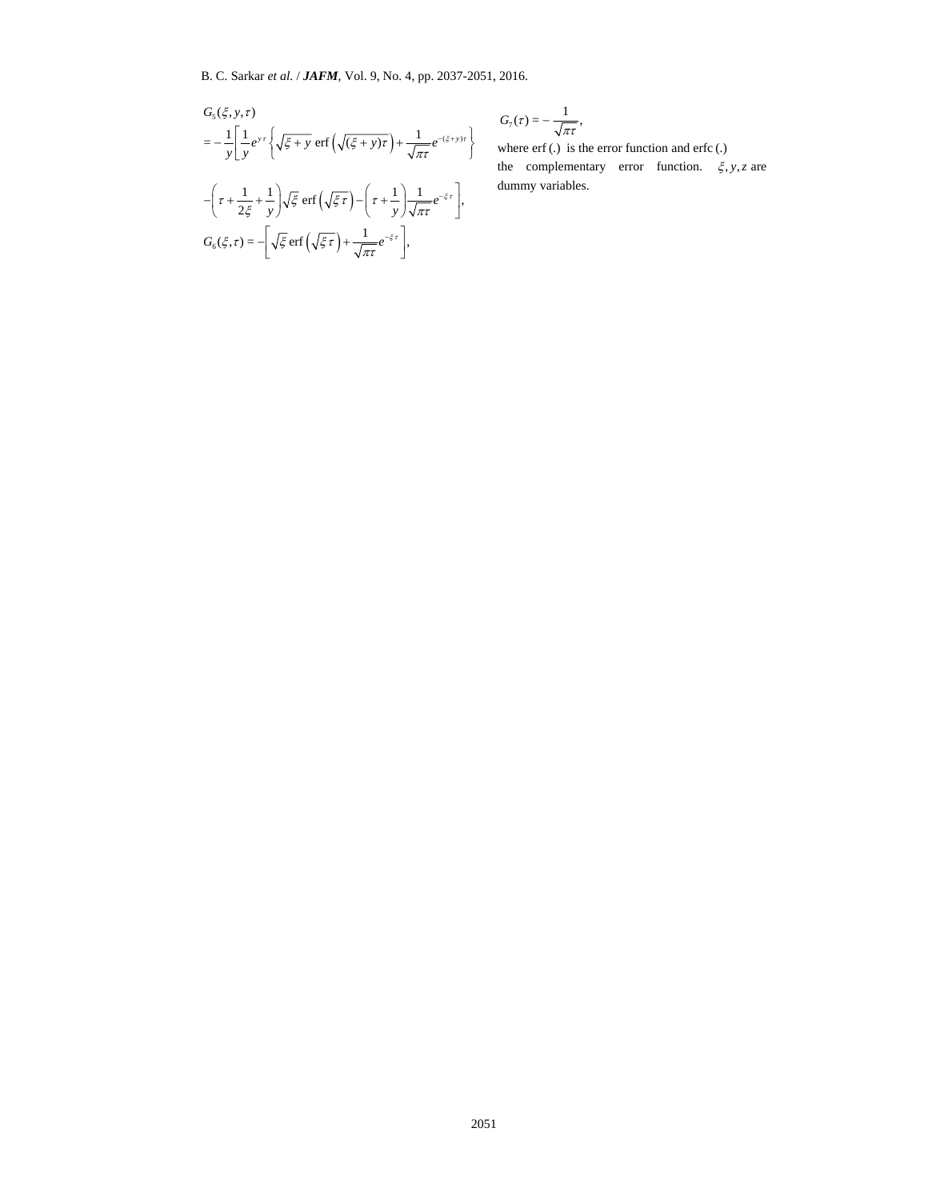$$G_5(\xi, y, \tau)$$

$$= -\frac{1}{y}\left[\frac{1}{y}e^{y\tau}\left\{\sqrt{\xi + y}\ \mathrm{erf}\left(\sqrt{(\xi + y)\tau}\right) + \frac{1}{\sqrt{\pi\tau}}e^{-(\xi + y)\tau}\right\}\right.$$

$$\left. -\left(\tau + \frac{1}{2\xi} + \frac{1}{y}\right)\sqrt{\xi}\ \mathrm{erf}\left(\sqrt{\xi\tau}\right) - \left(\tau + \frac{1}{y}\right)\frac{1}{\sqrt{\pi\tau}}e^{-\xi\tau}\right],$$

$$G_6(\xi, \tau) = -\left[\sqrt{\xi}\ \mathrm{erf}\left(\sqrt{\xi\tau}\right) + \frac{1}{\sqrt{\pi\tau}}e^{-\xi\tau}\right],$$

$$G_7(\tau) = -\frac{1}{\sqrt{\pi\tau}},$$

where erf (.) is the error function and erfc (.) the complementary error function. $\xi, y, z$ are dummy variables.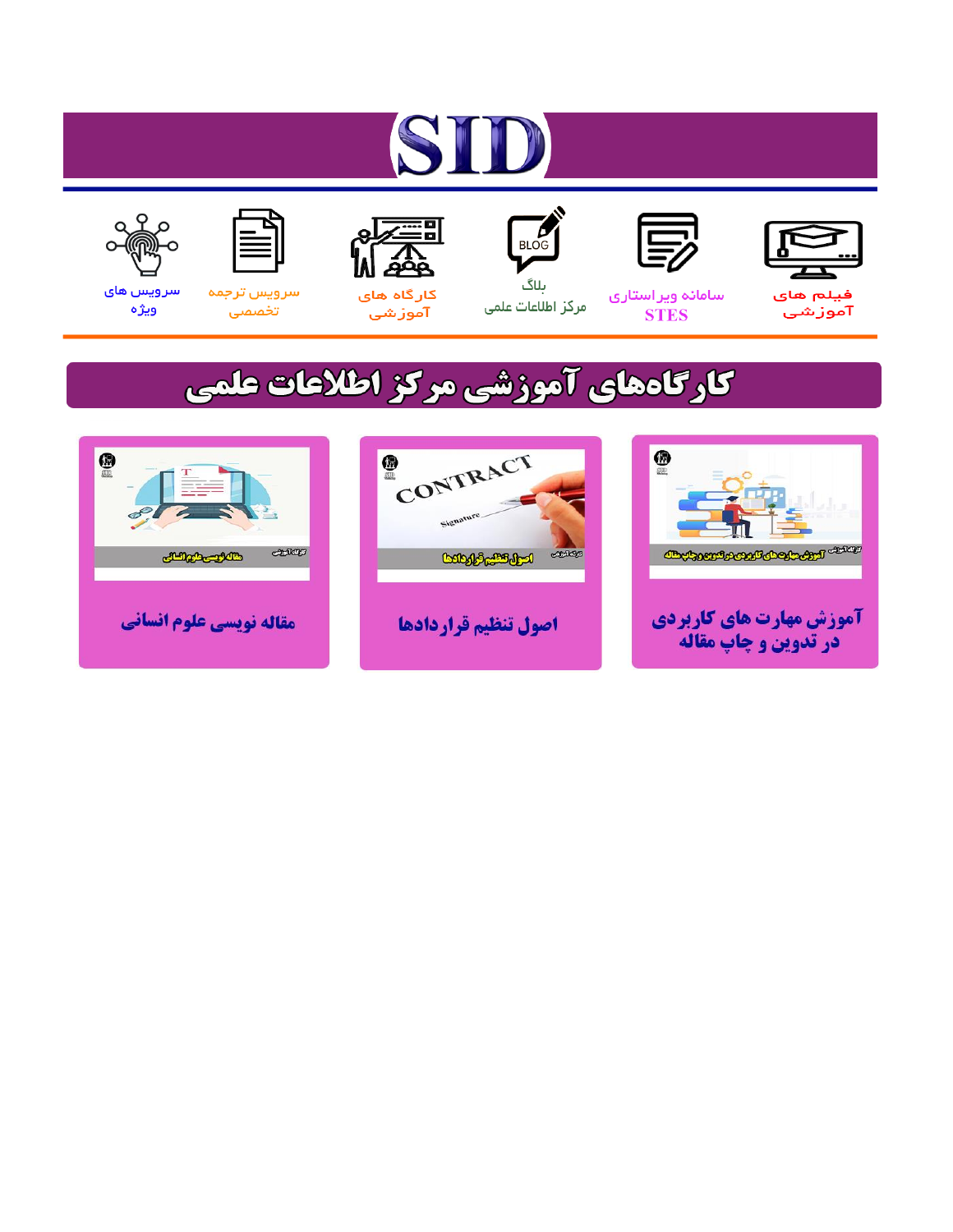# SID

فیلم های آموزشی

سامانه ویراستاری STES

بلاگ مرکز اطلاعات علمی

کارگاه های آموزشی

سرویس ترجمه تخصصی

سرویس های ویژه

## کارگاه‌های آموزشی مرکز اطلاعات علمی

آموزش مهارت های کاربردی در تدوین و چاپ مقاله

اصول تنظیم قراردادها

مقاله نویسی علوم انسانی